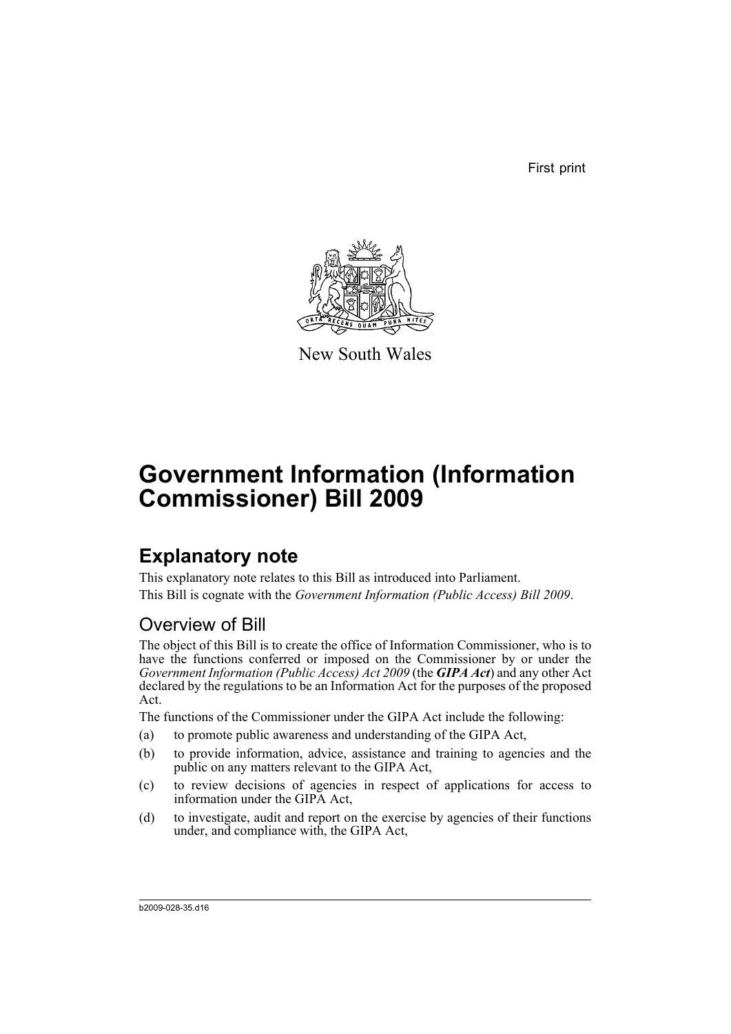First print

New South Wales

# Government Information (Information Commissioner) Bill 2009

## Explanatory note

This explanatory note relates to this Bill as introduced into Parliament.

This Bill is cognate with the *Government Information (Public Access) Bill 2009*.

### Overview of Bill

The object of this Bill is to create the office of Information Commissioner, who is to have the functions conferred or imposed on the Commissioner by or under the *Government Information (Public Access) Act 2009* (the ***GIPA Act***) and any other Act declared by the regulations to be an Information Act for the purposes of the proposed Act.

The functions of the Commissioner under the GIPA Act include the following:

(a) to promote public awareness and understanding of the GIPA Act,

(b) to provide information, advice, assistance and training to agencies and the public on any matters relevant to the GIPA Act,

(c) to review decisions of agencies in respect of applications for access to information under the GIPA Act,

(d) to investigate, audit and report on the exercise by agencies of their functions under, and compliance with, the GIPA Act,

b2009-028-35.d16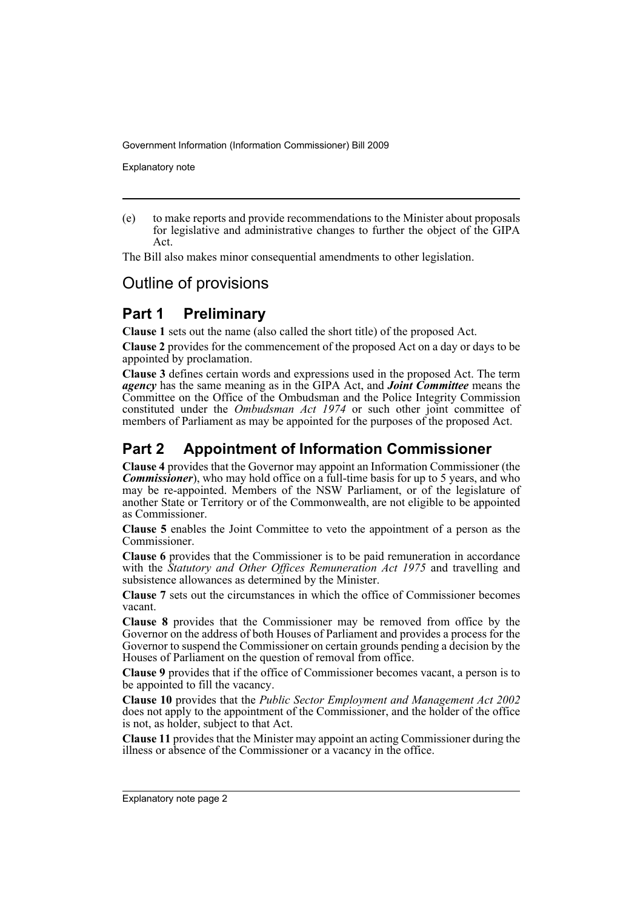(e) to make reports and provide recommendations to the Minister about proposals for legislative and administrative changes to further the object of the GIPA Act.

The Bill also makes minor consequential amendments to other legislation.

# Outline of provisions

## Part 1 Preliminary

**Clause 1** sets out the name (also called the short title) of the proposed Act.

**Clause 2** provides for the commencement of the proposed Act on a day or days to be appointed by proclamation.

**Clause 3** defines certain words and expressions used in the proposed Act. The term ***agency*** has the same meaning as in the GIPA Act, and ***Joint Committee*** means the Committee on the Office of the Ombudsman and the Police Integrity Commission constituted under the *Ombudsman Act 1974* or such other joint committee of members of Parliament as may be appointed for the purposes of the proposed Act.

## Part 2 Appointment of Information Commissioner

**Clause 4** provides that the Governor may appoint an Information Commissioner (the ***Commissioner***), who may hold office on a full-time basis for up to 5 years, and who may be re-appointed. Members of the NSW Parliament, or of the legislature of another State or Territory or of the Commonwealth, are not eligible to be appointed as Commissioner.

**Clause 5** enables the Joint Committee to veto the appointment of a person as the Commissioner.

**Clause 6** provides that the Commissioner is to be paid remuneration in accordance with the *Statutory and Other Offices Remuneration Act 1975* and travelling and subsistence allowances as determined by the Minister.

**Clause 7** sets out the circumstances in which the office of Commissioner becomes vacant.

**Clause 8** provides that the Commissioner may be removed from office by the Governor on the address of both Houses of Parliament and provides a process for the Governor to suspend the Commissioner on certain grounds pending a decision by the Houses of Parliament on the question of removal from office.

**Clause 9** provides that if the office of Commissioner becomes vacant, a person is to be appointed to fill the vacancy.

**Clause 10** provides that the *Public Sector Employment and Management Act 2002* does not apply to the appointment of the Commissioner, and the holder of the office is not, as holder, subject to that Act.

**Clause 11** provides that the Minister may appoint an acting Commissioner during the illness or absence of the Commissioner or a vacancy in the office.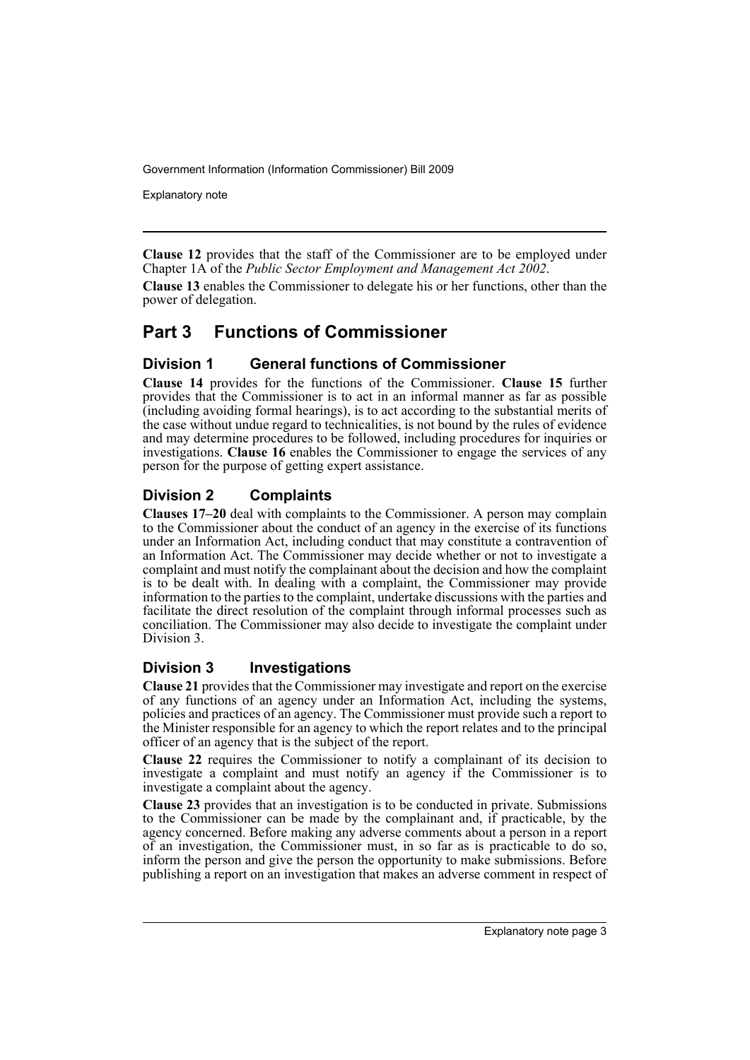**Clause 12** provides that the staff of the Commissioner are to be employed under Chapter 1A of the *Public Sector Employment and Management Act 2002*.

**Clause 13** enables the Commissioner to delegate his or her functions, other than the power of delegation.

## Part 3 Functions of Commissioner

### Division 1 General functions of Commissioner

**Clause 14** provides for the functions of the Commissioner. **Clause 15** further provides that the Commissioner is to act in an informal manner as far as possible (including avoiding formal hearings), is to act according to the substantial merits of the case without undue regard to technicalities, is not bound by the rules of evidence and may determine procedures to be followed, including procedures for inquiries or investigations. **Clause 16** enables the Commissioner to engage the services of any person for the purpose of getting expert assistance.

### Division 2 Complaints

**Clauses 17–20** deal with complaints to the Commissioner. A person may complain to the Commissioner about the conduct of an agency in the exercise of its functions under an Information Act, including conduct that may constitute a contravention of an Information Act. The Commissioner may decide whether or not to investigate a complaint and must notify the complainant about the decision and how the complaint is to be dealt with. In dealing with a complaint, the Commissioner may provide information to the parties to the complaint, undertake discussions with the parties and facilitate the direct resolution of the complaint through informal processes such as conciliation. The Commissioner may also decide to investigate the complaint under Division 3.

### Division 3 Investigations

**Clause 21** provides that the Commissioner may investigate and report on the exercise of any functions of an agency under an Information Act, including the systems, policies and practices of an agency. The Commissioner must provide such a report to the Minister responsible for an agency to which the report relates and to the principal officer of an agency that is the subject of the report.

**Clause 22** requires the Commissioner to notify a complainant of its decision to investigate a complaint and must notify an agency if the Commissioner is to investigate a complaint about the agency.

**Clause 23** provides that an investigation is to be conducted in private. Submissions to the Commissioner can be made by the complainant and, if practicable, by the agency concerned. Before making any adverse comments about a person in a report of an investigation, the Commissioner must, in so far as is practicable to do so, inform the person and give the person the opportunity to make submissions. Before publishing a report on an investigation that makes an adverse comment in respect of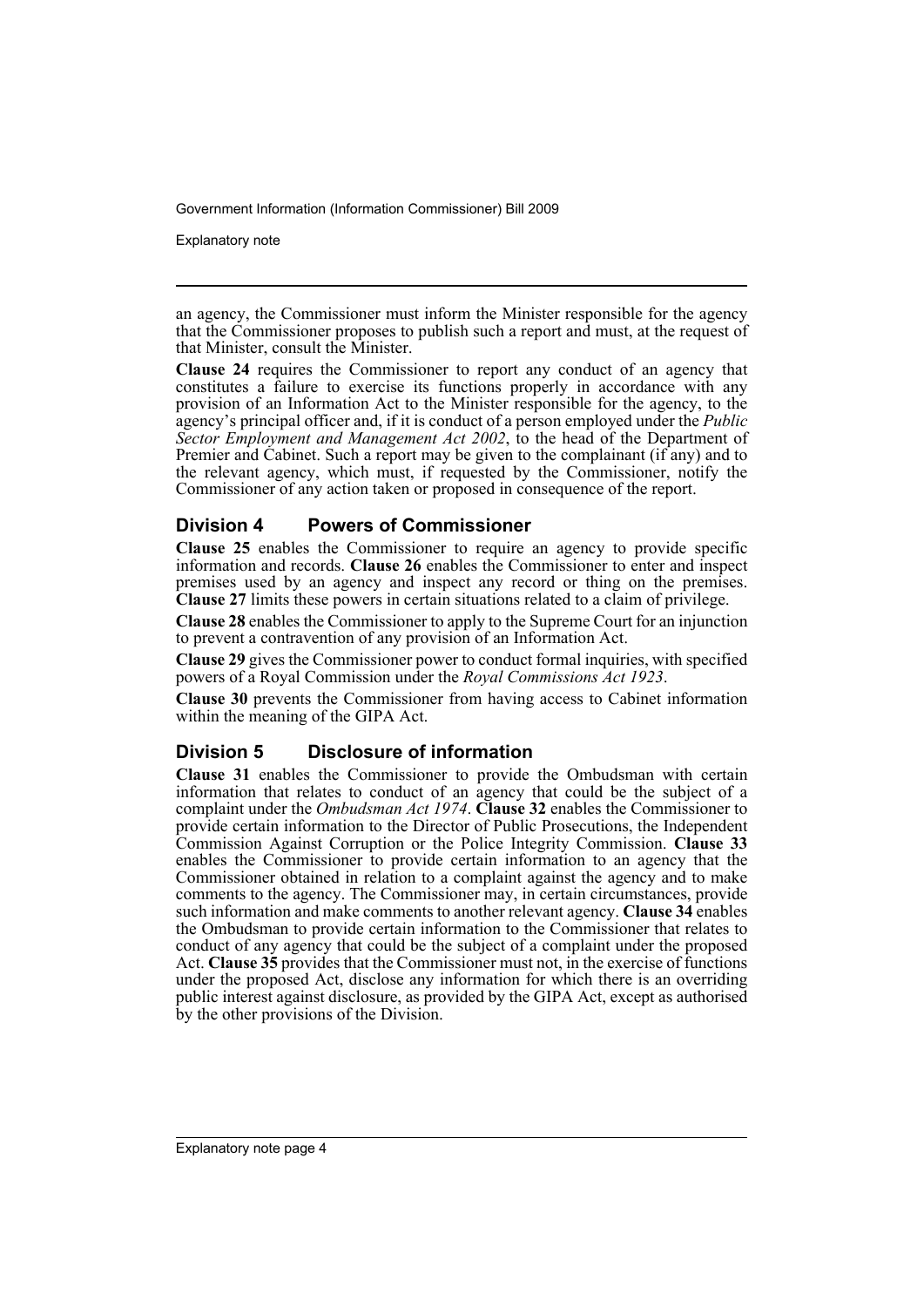an agency, the Commissioner must inform the Minister responsible for the agency that the Commissioner proposes to publish such a report and must, at the request of that Minister, consult the Minister.

**Clause 24** requires the Commissioner to report any conduct of an agency that constitutes a failure to exercise its functions properly in accordance with any provision of an Information Act to the Minister responsible for the agency, to the agency's principal officer and, if it is conduct of a person employed under the *Public Sector Employment and Management Act 2002*, to the head of the Department of Premier and Cabinet. Such a report may be given to the complainant (if any) and to the relevant agency, which must, if requested by the Commissioner, notify the Commissioner of any action taken or proposed in consequence of the report.

## Division 4 Powers of Commissioner

**Clause 25** enables the Commissioner to require an agency to provide specific information and records. **Clause 26** enables the Commissioner to enter and inspect premises used by an agency and inspect any record or thing on the premises. **Clause 27** limits these powers in certain situations related to a claim of privilege.

**Clause 28** enables the Commissioner to apply to the Supreme Court for an injunction to prevent a contravention of any provision of an Information Act.

**Clause 29** gives the Commissioner power to conduct formal inquiries, with specified powers of a Royal Commission under the *Royal Commissions Act 1923*.

**Clause 30** prevents the Commissioner from having access to Cabinet information within the meaning of the GIPA Act.

## Division 5 Disclosure of information

**Clause 31** enables the Commissioner to provide the Ombudsman with certain information that relates to conduct of an agency that could be the subject of a complaint under the *Ombudsman Act 1974*. **Clause 32** enables the Commissioner to provide certain information to the Director of Public Prosecutions, the Independent Commission Against Corruption or the Police Integrity Commission. **Clause 33** enables the Commissioner to provide certain information to an agency that the Commissioner obtained in relation to a complaint against the agency and to make comments to the agency. The Commissioner may, in certain circumstances, provide such information and make comments to another relevant agency. **Clause 34** enables the Ombudsman to provide certain information to the Commissioner that relates to conduct of any agency that could be the subject of a complaint under the proposed Act. **Clause 35** provides that the Commissioner must not, in the exercise of functions under the proposed Act, disclose any information for which there is an overriding public interest against disclosure, as provided by the GIPA Act, except as authorised by the other provisions of the Division.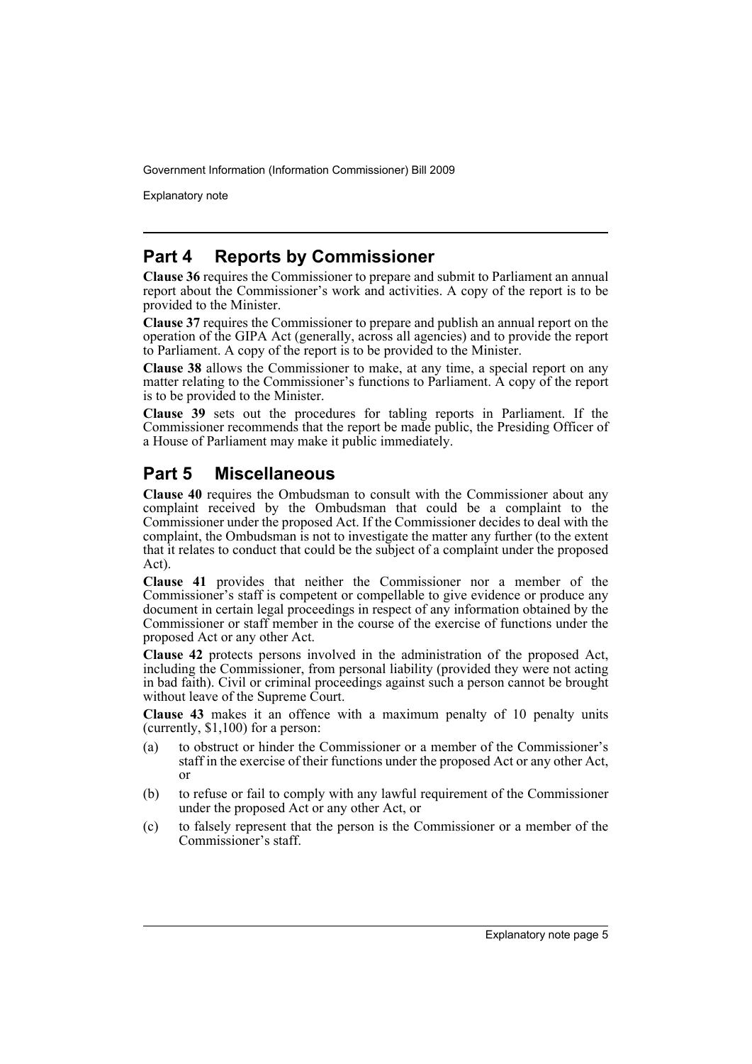## Part 4 Reports by Commissioner

**Clause 36** requires the Commissioner to prepare and submit to Parliament an annual report about the Commissioner's work and activities. A copy of the report is to be provided to the Minister.

**Clause 37** requires the Commissioner to prepare and publish an annual report on the operation of the GIPA Act (generally, across all agencies) and to provide the report to Parliament. A copy of the report is to be provided to the Minister.

**Clause 38** allows the Commissioner to make, at any time, a special report on any matter relating to the Commissioner's functions to Parliament. A copy of the report is to be provided to the Minister.

**Clause 39** sets out the procedures for tabling reports in Parliament. If the Commissioner recommends that the report be made public, the Presiding Officer of a House of Parliament may make it public immediately.

## Part 5 Miscellaneous

**Clause 40** requires the Ombudsman to consult with the Commissioner about any complaint received by the Ombudsman that could be a complaint to the Commissioner under the proposed Act. If the Commissioner decides to deal with the complaint, the Ombudsman is not to investigate the matter any further (to the extent that it relates to conduct that could be the subject of a complaint under the proposed Act).

**Clause 41** provides that neither the Commissioner nor a member of the Commissioner's staff is competent or compellable to give evidence or produce any document in certain legal proceedings in respect of any information obtained by the Commissioner or staff member in the course of the exercise of functions under the proposed Act or any other Act.

**Clause 42** protects persons involved in the administration of the proposed Act, including the Commissioner, from personal liability (provided they were not acting in bad faith). Civil or criminal proceedings against such a person cannot be brought without leave of the Supreme Court.

**Clause 43** makes it an offence with a maximum penalty of 10 penalty units (currently, $1,100) for a person:

(a) to obstruct or hinder the Commissioner or a member of the Commissioner's staff in the exercise of their functions under the proposed Act or any other Act, or

(b) to refuse or fail to comply with any lawful requirement of the Commissioner under the proposed Act or any other Act, or

(c) to falsely represent that the person is the Commissioner or a member of the Commissioner's staff.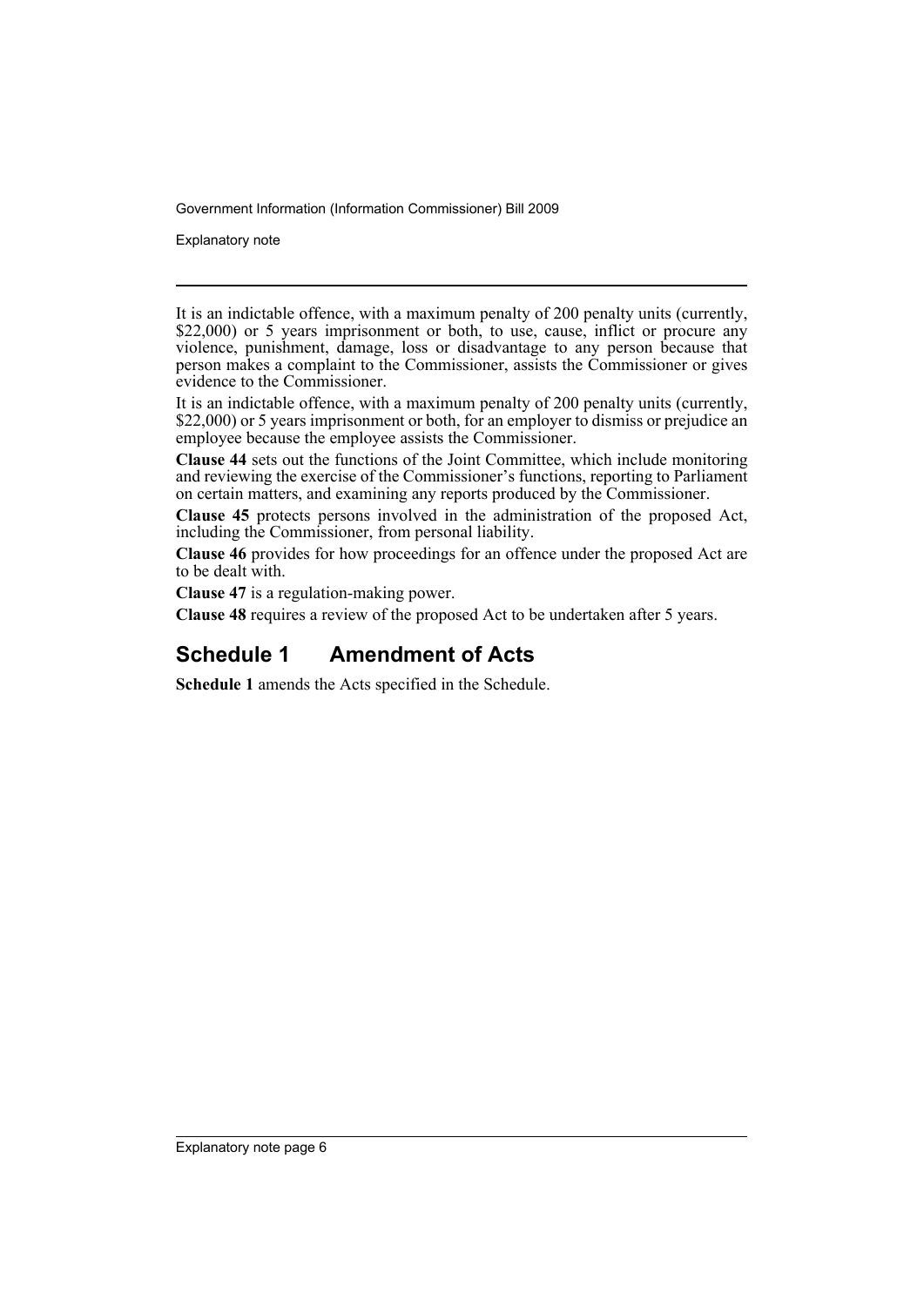It is an indictable offence, with a maximum penalty of 200 penalty units (currently, $22,000) or 5 years imprisonment or both, to use, cause, inflict or procure any violence, punishment, damage, loss or disadvantage to any person because that person makes a complaint to the Commissioner, assists the Commissioner or gives evidence to the Commissioner.

It is an indictable offence, with a maximum penalty of 200 penalty units (currently, $22,000) or 5 years imprisonment or both, for an employer to dismiss or prejudice an employee because the employee assists the Commissioner.

**Clause 44** sets out the functions of the Joint Committee, which include monitoring and reviewing the exercise of the Commissioner's functions, reporting to Parliament on certain matters, and examining any reports produced by the Commissioner.

**Clause 45** protects persons involved in the administration of the proposed Act, including the Commissioner, from personal liability.

**Clause 46** provides for how proceedings for an offence under the proposed Act are to be dealt with.

**Clause 47** is a regulation-making power.

**Clause 48** requires a review of the proposed Act to be undertaken after 5 years.

## Schedule 1 Amendment of Acts

**Schedule 1** amends the Acts specified in the Schedule.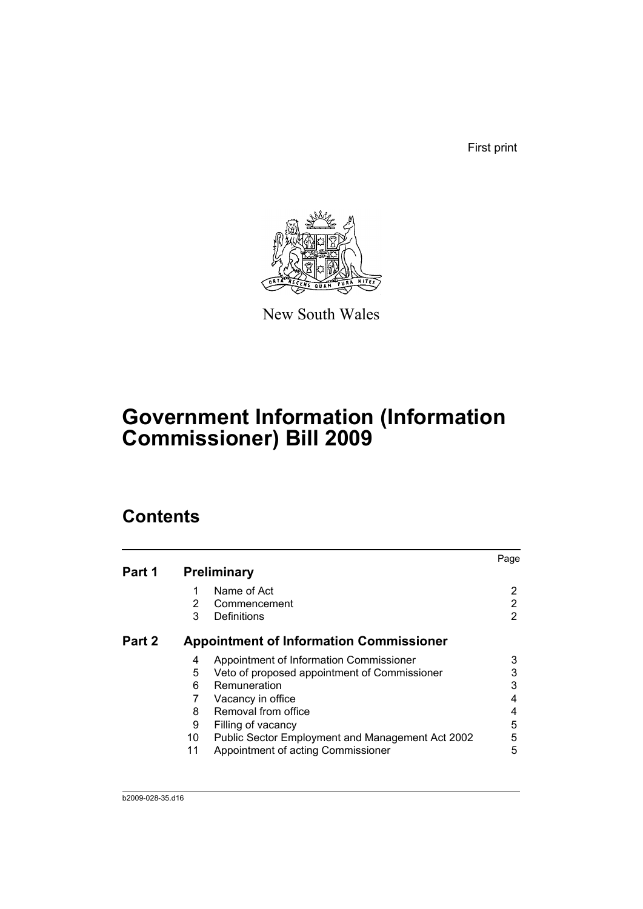First print

New South Wales

# Government Information (Information Commissioner) Bill 2009

## Contents

| | | | Page |
|---|---|---|---|
| **Part 1** | **Preliminary** | | |
| | 1 | Name of Act | 2 |
| | 2 | Commencement | 2 |
| | 3 | Definitions | 2 |
| **Part 2** | **Appointment of Information Commissioner** | | |
| | 4 | Appointment of Information Commissioner | 3 |
| | 5 | Veto of proposed appointment of Commissioner | 3 |
| | 6 | Remuneration | 3 |
| | 7 | Vacancy in office | 4 |
| | 8 | Removal from office | 4 |
| | 9 | Filling of vacancy | 5 |
| | 10 | Public Sector Employment and Management Act 2002 | 5 |
| | 11 | Appointment of acting Commissioner | 5 |

b2009-028-35.d16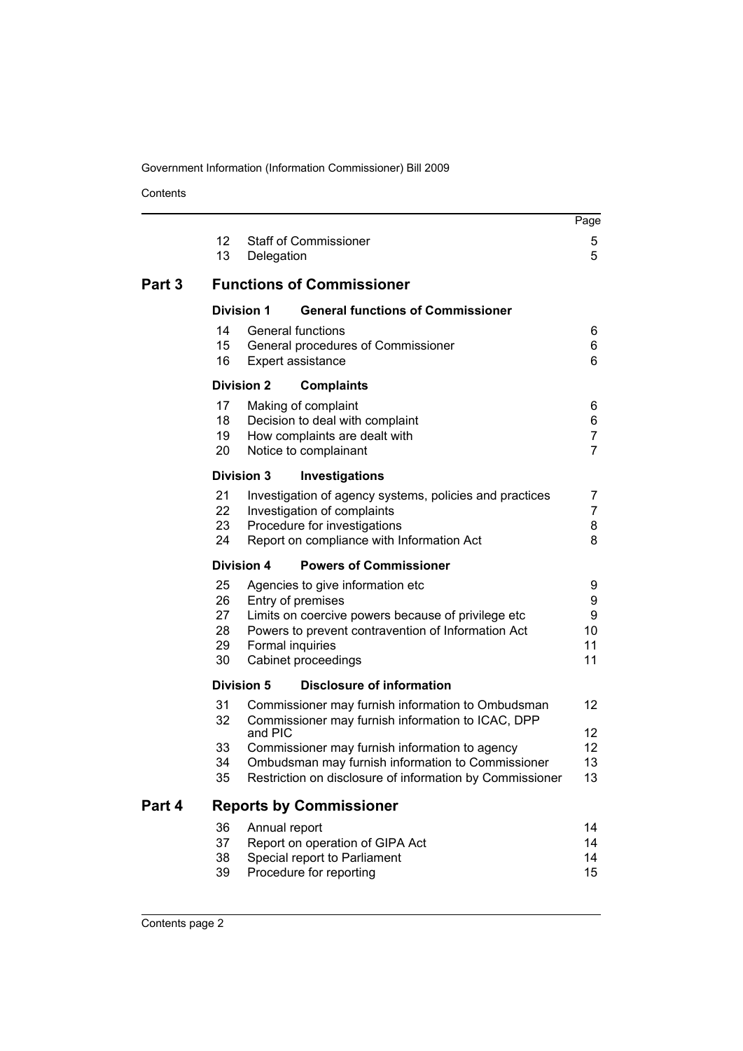| | | | Page |
|---|---|---|---|
| | 12 | Staff of Commissioner | 5 |
| | 13 | Delegation | 5 |
| **Part 3** | | **Functions of Commissioner** | |
| | **Division 1** | **General functions of Commissioner** | |
| | 14 | General functions | 6 |
| | 15 | General procedures of Commissioner | 6 |
| | 16 | Expert assistance | 6 |
| | **Division 2** | **Complaints** | |
| | 17 | Making of complaint | 6 |
| | 18 | Decision to deal with complaint | 6 |
| | 19 | How complaints are dealt with | 7 |
| | 20 | Notice to complainant | 7 |
| | **Division 3** | **Investigations** | |
| | 21 | Investigation of agency systems, policies and practices | 7 |
| | 22 | Investigation of complaints | 7 |
| | 23 | Procedure for investigations | 8 |
| | 24 | Report on compliance with Information Act | 8 |
| | **Division 4** | **Powers of Commissioner** | |
| | 25 | Agencies to give information etc | 9 |
| | 26 | Entry of premises | 9 |
| | 27 | Limits on coercive powers because of privilege etc | 9 |
| | 28 | Powers to prevent contravention of Information Act | 10 |
| | 29 | Formal inquiries | 11 |
| | 30 | Cabinet proceedings | 11 |
| | **Division 5** | **Disclosure of information** | |
| | 31 | Commissioner may furnish information to Ombudsman | 12 |
| | 32 | Commissioner may furnish information to ICAC, DPP and PIC | 12 |
| | 33 | Commissioner may furnish information to agency | 12 |
| | 34 | Ombudsman may furnish information to Commissioner | 13 |
| | 35 | Restriction on disclosure of information by Commissioner | 13 |
| **Part 4** | | **Reports by Commissioner** | |
| | 36 | Annual report | 14 |
| | 37 | Report on operation of GIPA Act | 14 |
| | 38 | Special report to Parliament | 14 |
| | 39 | Procedure for reporting | 15 |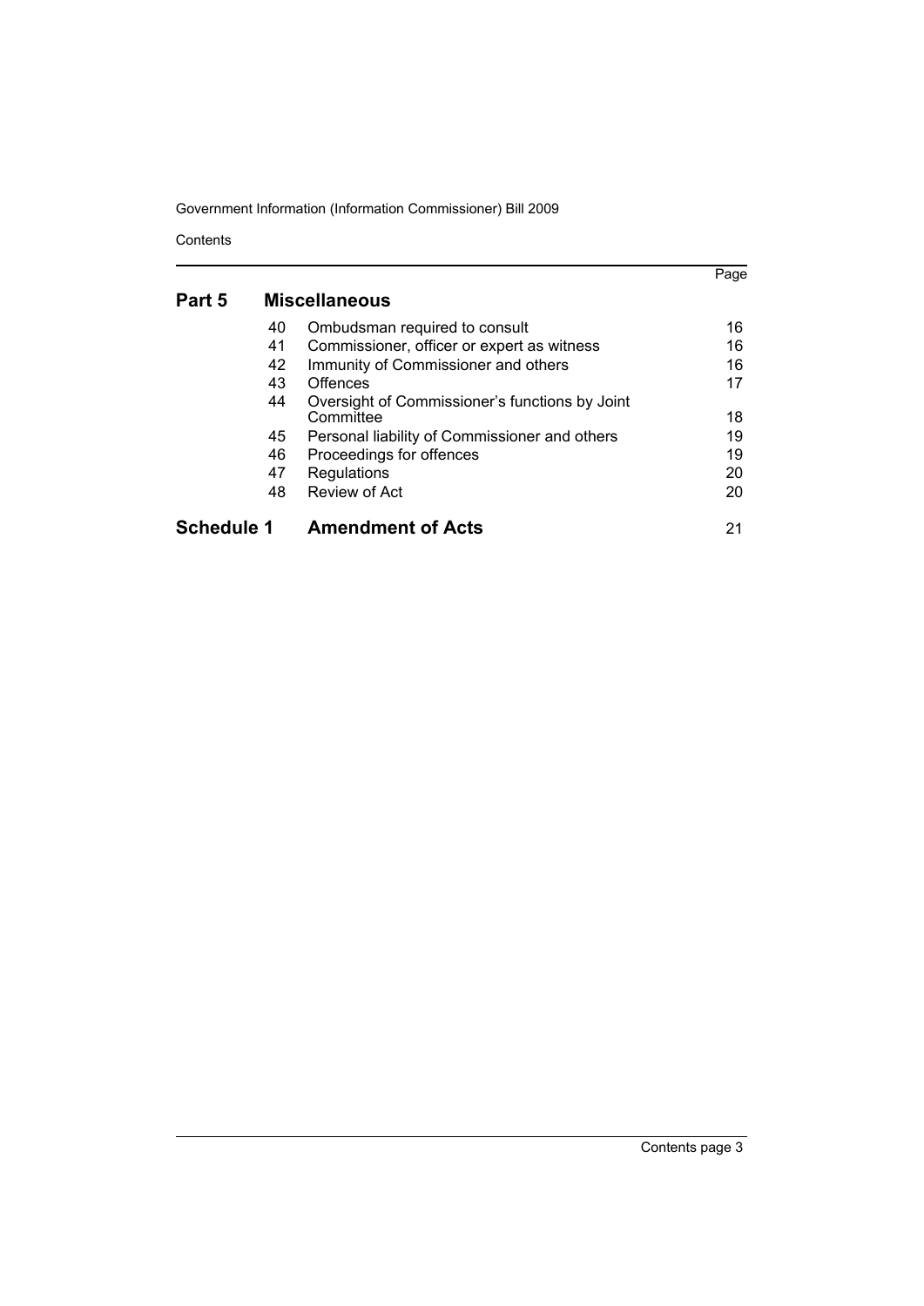| | | | Page |
|---|---|---|---|
| **Part 5** | | **Miscellaneous** | |
| | 40 | Ombudsman required to consult | 16 |
| | 41 | Commissioner, officer or expert as witness | 16 |
| | 42 | Immunity of Commissioner and others | 16 |
| | 43 | Offences | 17 |
| | 44 | Oversight of Commissioner's functions by Joint Committee | 18 |
| | 45 | Personal liability of Commissioner and others | 19 |
| | 46 | Proceedings for offences | 19 |
| | 47 | Regulations | 20 |
| | 48 | Review of Act | 20 |
| **Schedule 1** | | **Amendment of Acts** | 21 |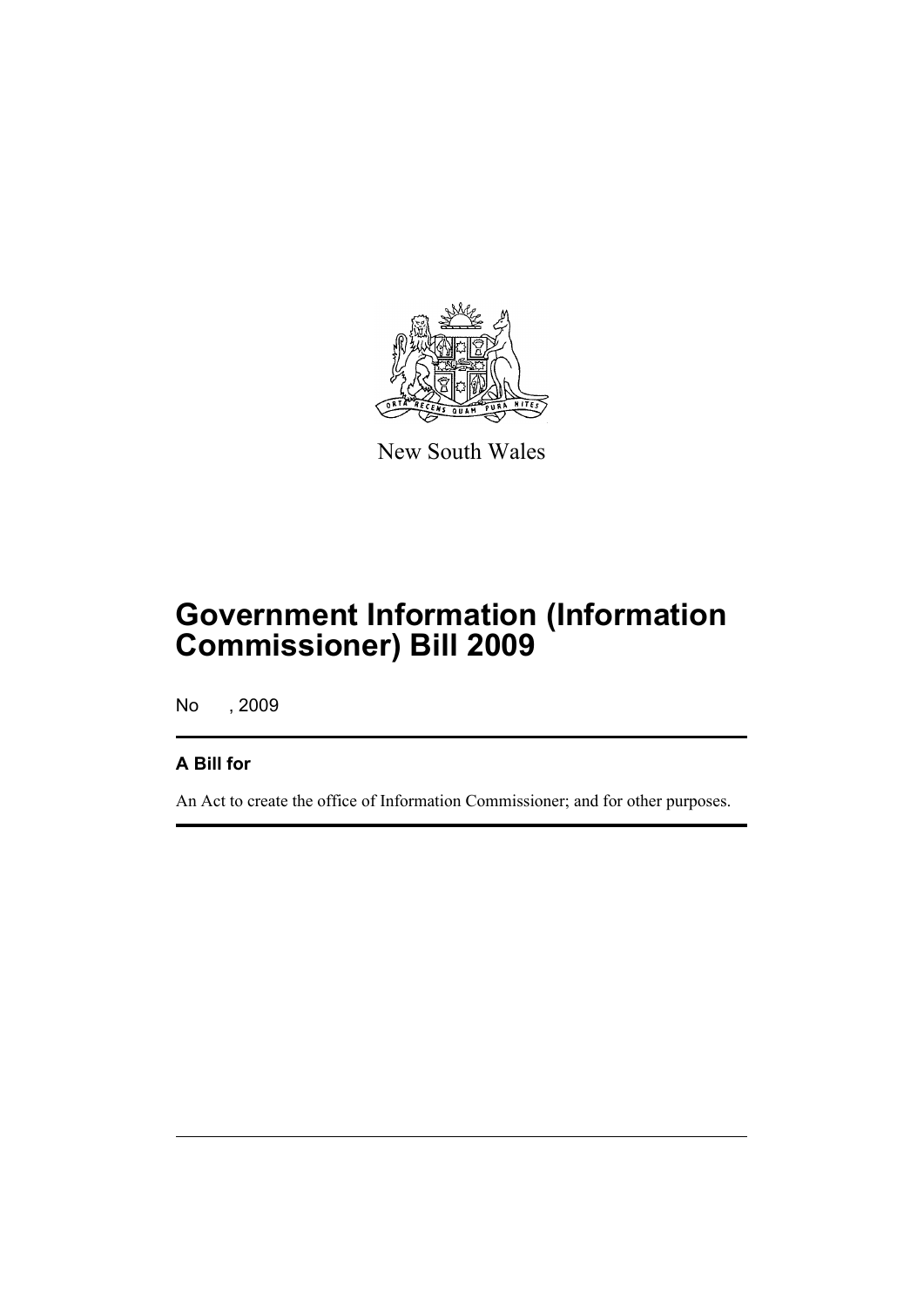New South Wales

# Government Information (Information Commissioner) Bill 2009

No , 2009

## A Bill for

An Act to create the office of Information Commissioner; and for other purposes.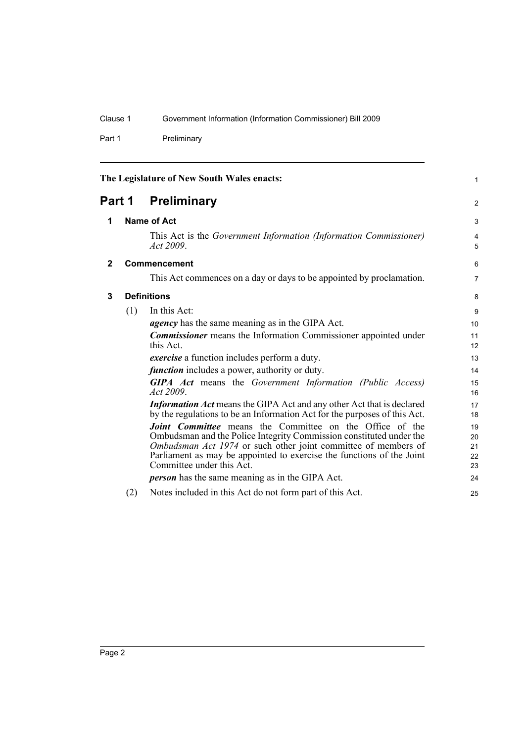The Legislature of New South Wales enacts:

# Part 1 Preliminary

## 1 Name of Act

This Act is the *Government Information (Information Commissioner) Act 2009*.

## 2 Commencement

This Act commences on a day or days to be appointed by proclamation.

## 3 Definitions

(1) In this Act:

***agency*** has the same meaning as in the GIPA Act.

***Commissioner*** means the Information Commissioner appointed under this Act.

***exercise*** a function includes perform a duty.

***function*** includes a power, authority or duty.

***GIPA Act*** means the *Government Information (Public Access) Act 2009*.

***Information Act*** means the GIPA Act and any other Act that is declared by the regulations to be an Information Act for the purposes of this Act.

***Joint Committee*** means the Committee on the Office of the Ombudsman and the Police Integrity Commission constituted under the *Ombudsman Act 1974* or such other joint committee of members of Parliament as may be appointed to exercise the functions of the Joint Committee under this Act.

***person*** has the same meaning as in the GIPA Act.

(2) Notes included in this Act do not form part of this Act.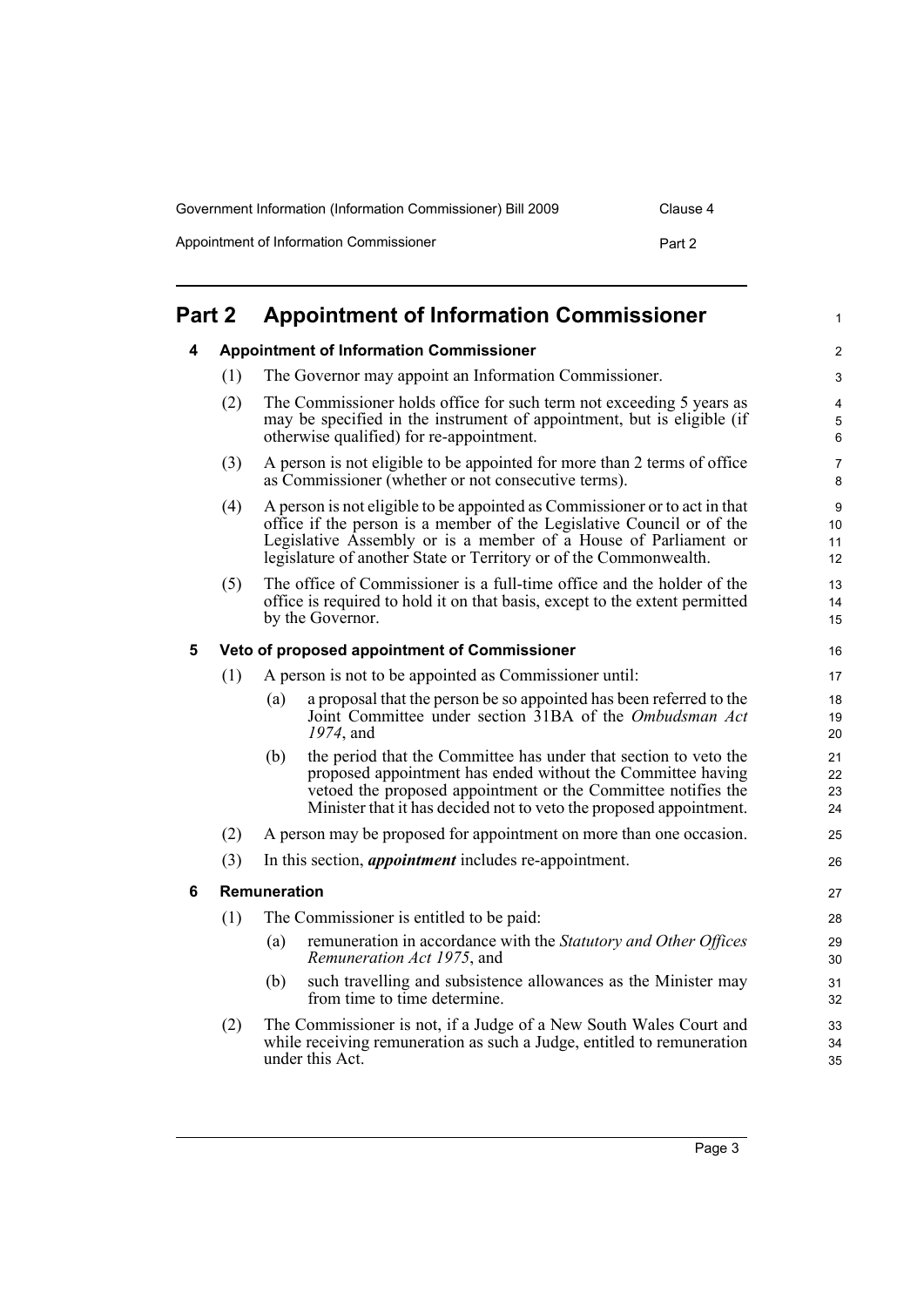## Part 2 Appointment of Information Commissioner

### 4 Appointment of Information Commissioner

(1) The Governor may appoint an Information Commissioner.

(2) The Commissioner holds office for such term not exceeding 5 years as may be specified in the instrument of appointment, but is eligible (if otherwise qualified) for re-appointment.

(3) A person is not eligible to be appointed for more than 2 terms of office as Commissioner (whether or not consecutive terms).

(4) A person is not eligible to be appointed as Commissioner or to act in that office if the person is a member of the Legislative Council or of the Legislative Assembly or is a member of a House of Parliament or legislature of another State or Territory or of the Commonwealth.

(5) The office of Commissioner is a full-time office and the holder of the office is required to hold it on that basis, except to the extent permitted by the Governor.

### 5 Veto of proposed appointment of Commissioner

(1) A person is not to be appointed as Commissioner until:

- (a) a proposal that the person be so appointed has been referred to the Joint Committee under section 31BA of the *Ombudsman Act 1974*, and
- (b) the period that the Committee has under that section to veto the proposed appointment has ended without the Committee having vetoed the proposed appointment or the Committee notifies the Minister that it has decided not to veto the proposed appointment.

(2) A person may be proposed for appointment on more than one occasion.

(3) In this section, ***appointment*** includes re-appointment.

### 6 Remuneration

(1) The Commissioner is entitled to be paid:

- (a) remuneration in accordance with the *Statutory and Other Offices Remuneration Act 1975*, and
- (b) such travelling and subsistence allowances as the Minister may from time to time determine.

(2) The Commissioner is not, if a Judge of a New South Wales Court and while receiving remuneration as such a Judge, entitled to remuneration under this Act.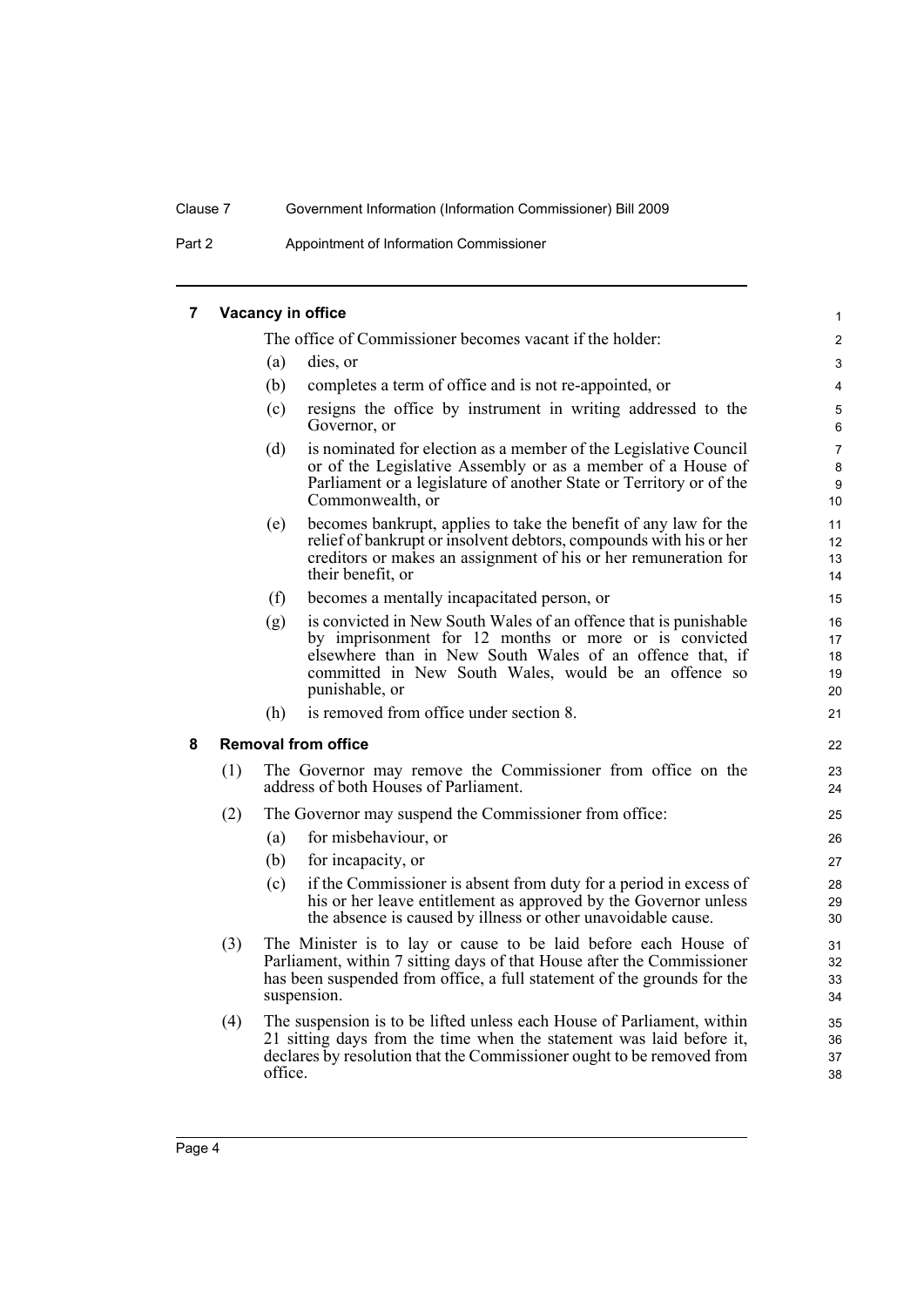## 7 Vacancy in office

The office of Commissioner becomes vacant if the holder:

(a) dies, or

(b) completes a term of office and is not re-appointed, or

(c) resigns the office by instrument in writing addressed to the Governor, or

(d) is nominated for election as a member of the Legislative Council or of the Legislative Assembly or as a member of a House of Parliament or a legislature of another State or Territory or of the Commonwealth, or

(e) becomes bankrupt, applies to take the benefit of any law for the relief of bankrupt or insolvent debtors, compounds with his or her creditors or makes an assignment of his or her remuneration for their benefit, or

(f) becomes a mentally incapacitated person, or

(g) is convicted in New South Wales of an offence that is punishable by imprisonment for 12 months or more or is convicted elsewhere than in New South Wales of an offence that, if committed in New South Wales, would be an offence so punishable, or

(h) is removed from office under section 8.

## 8 Removal from office

(1) The Governor may remove the Commissioner from office on the address of both Houses of Parliament.

(2) The Governor may suspend the Commissioner from office:

(a) for misbehaviour, or

(b) for incapacity, or

(c) if the Commissioner is absent from duty for a period in excess of his or her leave entitlement as approved by the Governor unless the absence is caused by illness or other unavoidable cause.

(3) The Minister is to lay or cause to be laid before each House of Parliament, within 7 sitting days of that House after the Commissioner has been suspended from office, a full statement of the grounds for the suspension.

(4) The suspension is to be lifted unless each House of Parliament, within 21 sitting days from the time when the statement was laid before it, declares by resolution that the Commissioner ought to be removed from office.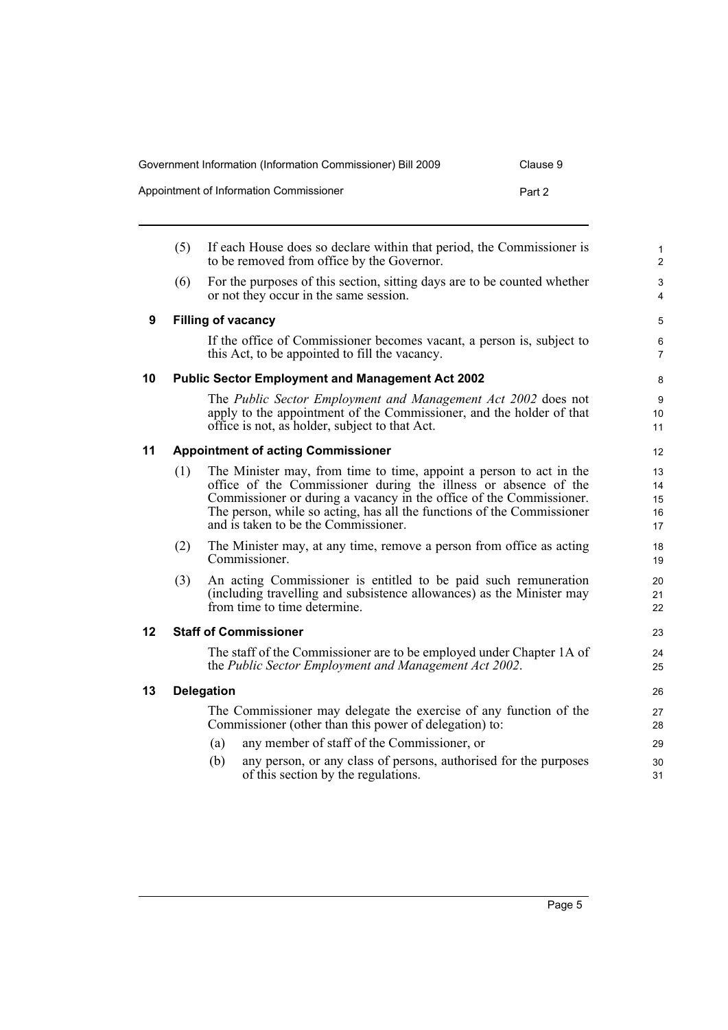(5) If each House does so declare within that period, the Commissioner is to be removed from office by the Governor.

(6) For the purposes of this section, sitting days are to be counted whether or not they occur in the same session.

### 9 Filling of vacancy

If the office of Commissioner becomes vacant, a person is, subject to this Act, to be appointed to fill the vacancy.

### 10 Public Sector Employment and Management Act 2002

The *Public Sector Employment and Management Act 2002* does not apply to the appointment of the Commissioner, and the holder of that office is not, as holder, subject to that Act.

### 11 Appointment of acting Commissioner

(1) The Minister may, from time to time, appoint a person to act in the office of the Commissioner during the illness or absence of the Commissioner or during a vacancy in the office of the Commissioner. The person, while so acting, has all the functions of the Commissioner and is taken to be the Commissioner.

(2) The Minister may, at any time, remove a person from office as acting Commissioner.

(3) An acting Commissioner is entitled to be paid such remuneration (including travelling and subsistence allowances) as the Minister may from time to time determine.

### 12 Staff of Commissioner

The staff of the Commissioner are to be employed under Chapter 1A of the *Public Sector Employment and Management Act 2002*.

### 13 Delegation

The Commissioner may delegate the exercise of any function of the Commissioner (other than this power of delegation) to:

(a) any member of staff of the Commissioner, or

(b) any person, or any class of persons, authorised for the purposes of this section by the regulations.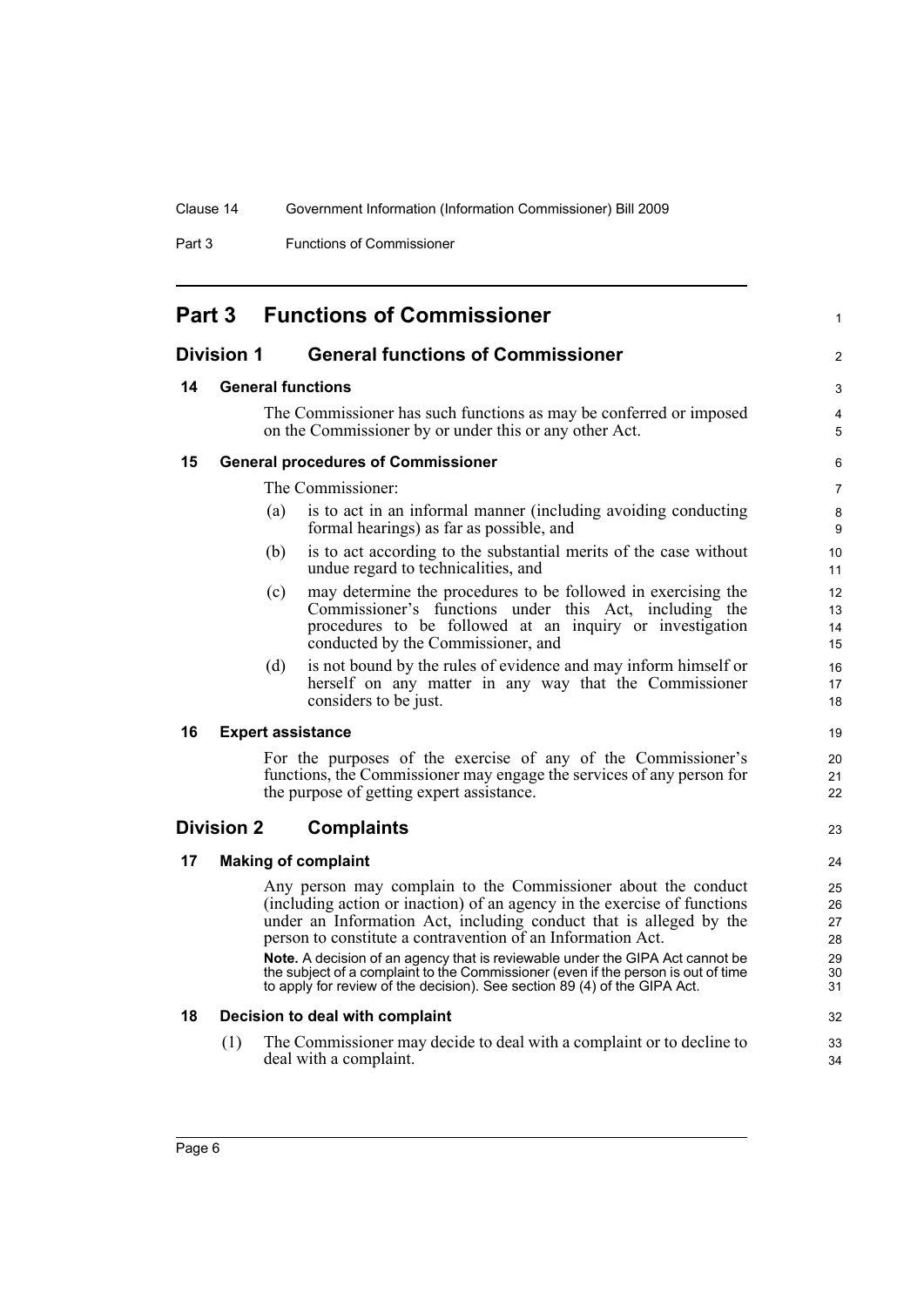# Part 3 Functions of Commissioner

## Division 1 General functions of Commissioner

### 14 General functions

The Commissioner has such functions as may be conferred or imposed on the Commissioner by or under this or any other Act.

### 15 General procedures of Commissioner

The Commissioner:

(a) is to act in an informal manner (including avoiding conducting formal hearings) as far as possible, and

(b) is to act according to the substantial merits of the case without undue regard to technicalities, and

(c) may determine the procedures to be followed in exercising the Commissioner's functions under this Act, including the procedures to be followed at an inquiry or investigation conducted by the Commissioner, and

(d) is not bound by the rules of evidence and may inform himself or herself on any matter in any way that the Commissioner considers to be just.

### 16 Expert assistance

For the purposes of the exercise of any of the Commissioner's functions, the Commissioner may engage the services of any person for the purpose of getting expert assistance.

## Division 2 Complaints

### 17 Making of complaint

Any person may complain to the Commissioner about the conduct (including action or inaction) of an agency in the exercise of functions under an Information Act, including conduct that is alleged by the person to constitute a contravention of an Information Act.

**Note.** A decision of an agency that is reviewable under the GIPA Act cannot be the subject of a complaint to the Commissioner (even if the person is out of time to apply for review of the decision). See section 89 (4) of the GIPA Act.

### 18 Decision to deal with complaint

(1) The Commissioner may decide to deal with a complaint or to decline to deal with a complaint.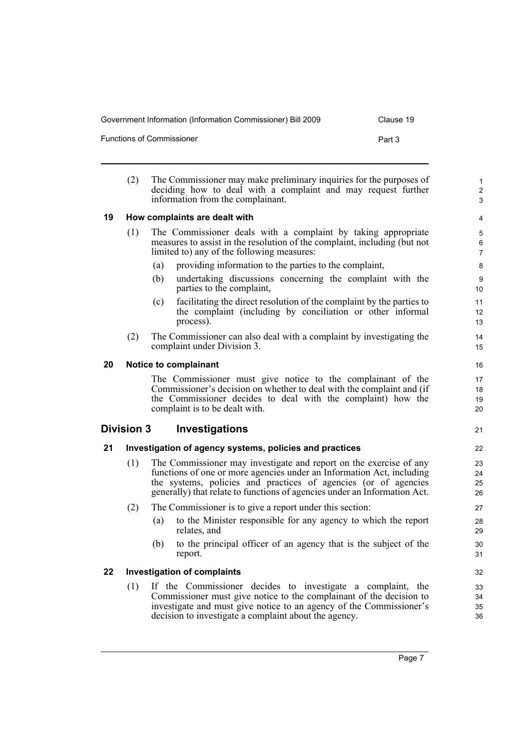(2) The Commissioner may make preliminary inquiries for the purposes of deciding how to deal with a complaint and may request further information from the complainant.

### 19 How complaints are dealt with

(1) The Commissioner deals with a complaint by taking appropriate measures to assist in the resolution of the complaint, including (but not limited to) any of the following measures:

(a) providing information to the parties to the complaint,

(b) undertaking discussions concerning the complaint with the parties to the complaint,

(c) facilitating the direct resolution of the complaint by the parties to the complaint (including by conciliation or other informal process).

(2) The Commissioner can also deal with a complaint by investigating the complaint under Division 3.

### 20 Notice to complainant

The Commissioner must give notice to the complainant of the Commissioner's decision on whether to deal with the complaint and (if the Commissioner decides to deal with the complaint) how the complaint is to be dealt with.

## Division 3 Investigations

### 21 Investigation of agency systems, policies and practices

(1) The Commissioner may investigate and report on the exercise of any functions of one or more agencies under an Information Act, including the systems, policies and practices of agencies (or of agencies generally) that relate to functions of agencies under an Information Act.

(2) The Commissioner is to give a report under this section:

(a) to the Minister responsible for any agency to which the report relates, and

(b) to the principal officer of an agency that is the subject of the report.

### 22 Investigation of complaints

(1) If the Commissioner decides to investigate a complaint, the Commissioner must give notice to the complainant of the decision to investigate and must give notice to an agency of the Commissioner's decision to investigate a complaint about the agency.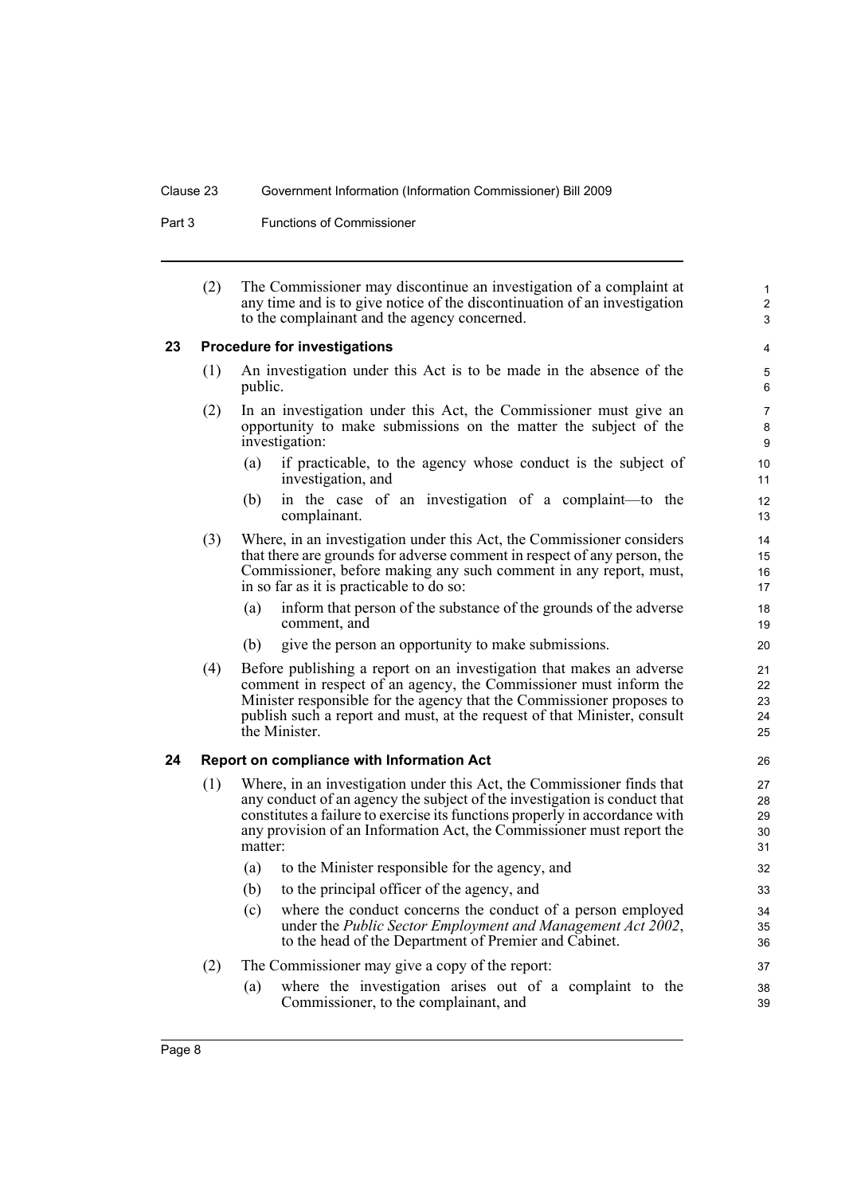(2) The Commissioner may discontinue an investigation of a complaint at any time and is to give notice of the discontinuation of an investigation to the complainant and the agency concerned.

### 23 Procedure for investigations

(1) An investigation under this Act is to be made in the absence of the public.

(2) In an investigation under this Act, the Commissioner must give an opportunity to make submissions on the matter the subject of the investigation:

- (a) if practicable, to the agency whose conduct is the subject of investigation, and
- (b) in the case of an investigation of a complaint—to the complainant.

(3) Where, in an investigation under this Act, the Commissioner considers that there are grounds for adverse comment in respect of any person, the Commissioner, before making any such comment in any report, must, in so far as it is practicable to do so:

- (a) inform that person of the substance of the grounds of the adverse comment, and
- (b) give the person an opportunity to make submissions.

(4) Before publishing a report on an investigation that makes an adverse comment in respect of an agency, the Commissioner must inform the Minister responsible for the agency that the Commissioner proposes to publish such a report and must, at the request of that Minister, consult the Minister.

### 24 Report on compliance with Information Act

(1) Where, in an investigation under this Act, the Commissioner finds that any conduct of an agency the subject of the investigation is conduct that constitutes a failure to exercise its functions properly in accordance with any provision of an Information Act, the Commissioner must report the matter:

- (a) to the Minister responsible for the agency, and
- (b) to the principal officer of the agency, and
- (c) where the conduct concerns the conduct of a person employed under the *Public Sector Employment and Management Act 2002*, to the head of the Department of Premier and Cabinet.

(2) The Commissioner may give a copy of the report:

- (a) where the investigation arises out of a complaint to the Commissioner, to the complainant, and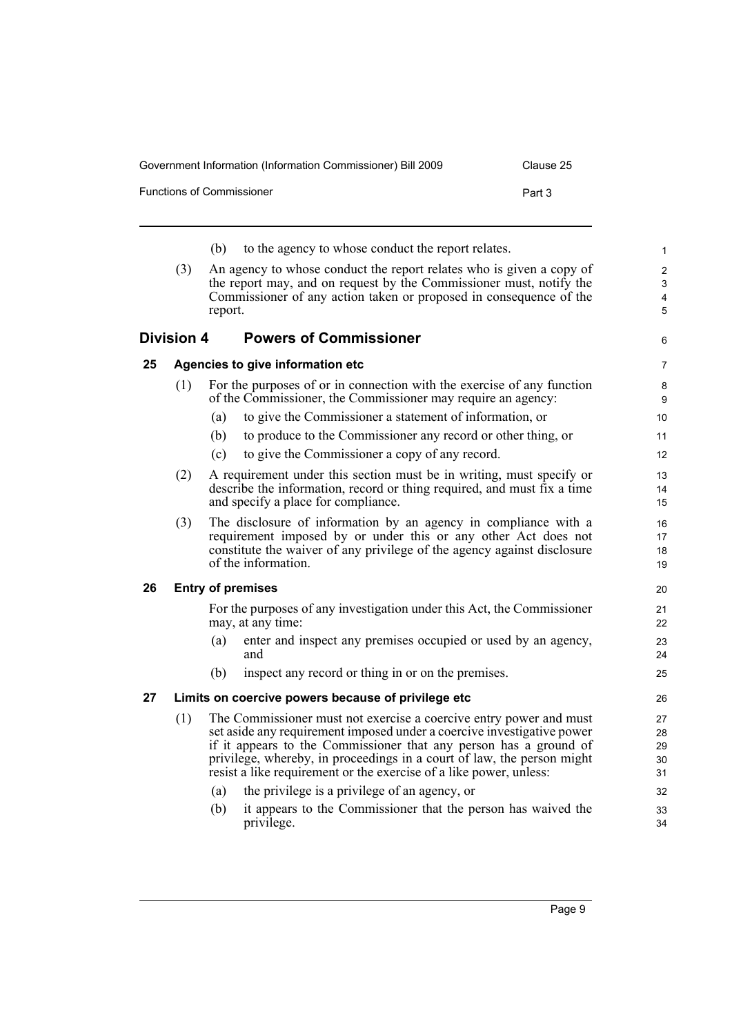(b) to the agency to whose conduct the report relates.

(3) An agency to whose conduct the report relates who is given a copy of the report may, and on request by the Commissioner must, notify the Commissioner of any action taken or proposed in consequence of the report.

## Division 4 Powers of Commissioner

### 25 Agencies to give information etc

(1) For the purposes of or in connection with the exercise of any function of the Commissioner, the Commissioner may require an agency:

(a) to give the Commissioner a statement of information, or

(b) to produce to the Commissioner any record or other thing, or

(c) to give the Commissioner a copy of any record.

(2) A requirement under this section must be in writing, must specify or describe the information, record or thing required, and must fix a time and specify a place for compliance.

(3) The disclosure of information by an agency in compliance with a requirement imposed by or under this or any other Act does not constitute the waiver of any privilege of the agency against disclosure of the information.

### 26 Entry of premises

For the purposes of any investigation under this Act, the Commissioner may, at any time:

(a) enter and inspect any premises occupied or used by an agency, and

(b) inspect any record or thing in or on the premises.

### 27 Limits on coercive powers because of privilege etc

(1) The Commissioner must not exercise a coercive entry power and must set aside any requirement imposed under a coercive investigative power if it appears to the Commissioner that any person has a ground of privilege, whereby, in proceedings in a court of law, the person might resist a like requirement or the exercise of a like power, unless:

(a) the privilege is a privilege of an agency, or

(b) it appears to the Commissioner that the person has waived the privilege.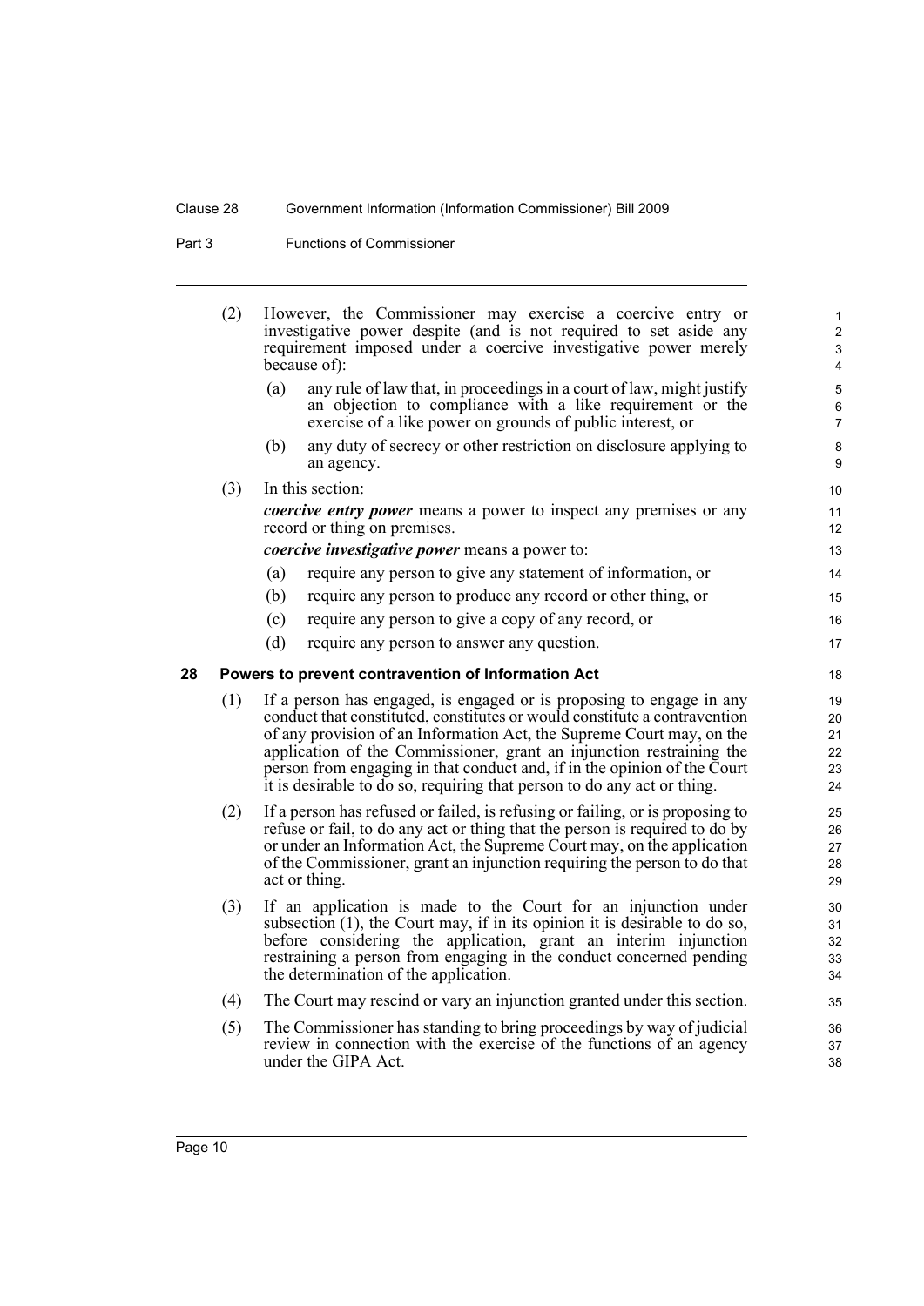(2) However, the Commissioner may exercise a coercive entry or investigative power despite (and is not required to set aside any requirement imposed under a coercive investigative power merely because of):

(a) any rule of law that, in proceedings in a court of law, might justify an objection to compliance with a like requirement or the exercise of a like power on grounds of public interest, or

(b) any duty of secrecy or other restriction on disclosure applying to an agency.

(3) In this section:

***coercive entry power*** means a power to inspect any premises or any record or thing on premises.

***coercive investigative power*** means a power to:

(a) require any person to give any statement of information, or

(b) require any person to produce any record or other thing, or

(c) require any person to give a copy of any record, or

(d) require any person to answer any question.

## 28 Powers to prevent contravention of Information Act

(1) If a person has engaged, is engaged or is proposing to engage in any conduct that constituted, constitutes or would constitute a contravention of any provision of an Information Act, the Supreme Court may, on the application of the Commissioner, grant an injunction restraining the person from engaging in that conduct and, if in the opinion of the Court it is desirable to do so, requiring that person to do any act or thing.

(2) If a person has refused or failed, is refusing or failing, or is proposing to refuse or fail, to do any act or thing that the person is required to do by or under an Information Act, the Supreme Court may, on the application of the Commissioner, grant an injunction requiring the person to do that act or thing.

(3) If an application is made to the Court for an injunction under subsection (1), the Court may, if in its opinion it is desirable to do so, before considering the application, grant an interim injunction restraining a person from engaging in the conduct concerned pending the determination of the application.

(4) The Court may rescind or vary an injunction granted under this section.

(5) The Commissioner has standing to bring proceedings by way of judicial review in connection with the exercise of the functions of an agency under the GIPA Act.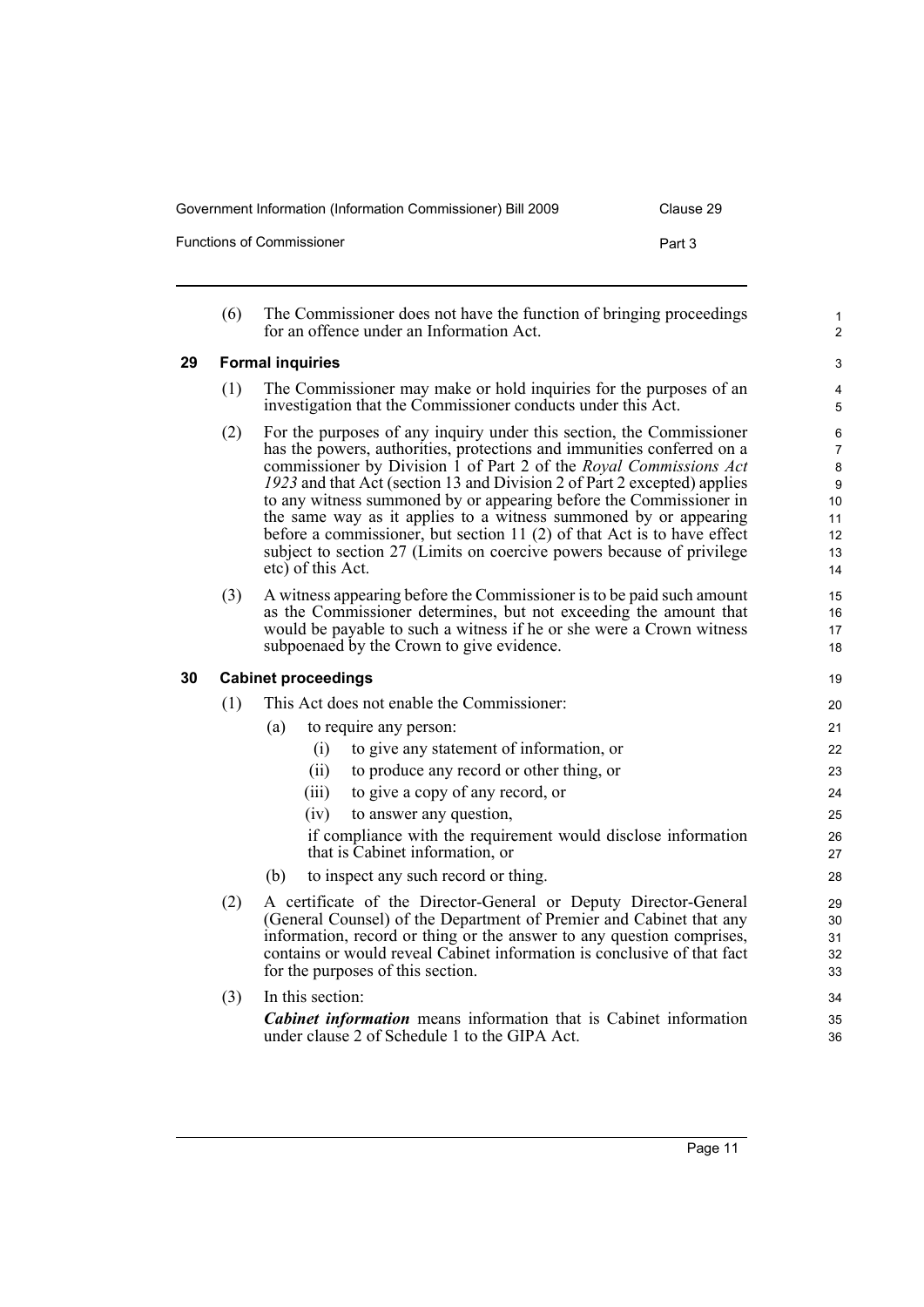(6) The Commissioner does not have the function of bringing proceedings for an offence under an Information Act.

## 29 Formal inquiries

(1) The Commissioner may make or hold inquiries for the purposes of an investigation that the Commissioner conducts under this Act.

(2) For the purposes of any inquiry under this section, the Commissioner has the powers, authorities, protections and immunities conferred on a commissioner by Division 1 of Part 2 of the *Royal Commissions Act 1923* and that Act (section 13 and Division 2 of Part 2 excepted) applies to any witness summoned by or appearing before the Commissioner in the same way as it applies to a witness summoned by or appearing before a commissioner, but section 11 (2) of that Act is to have effect subject to section 27 (Limits on coercive powers because of privilege etc) of this Act.

(3) A witness appearing before the Commissioner is to be paid such amount as the Commissioner determines, but not exceeding the amount that would be payable to such a witness if he or she were a Crown witness subpoenaed by the Crown to give evidence.

## 30 Cabinet proceedings

(1) This Act does not enable the Commissioner:

- (a) to require any person:
  - (i) to give any statement of information, or
  - (ii) to produce any record or other thing, or
  - (iii) to give a copy of any record, or
  - (iv) to answer any question,

  if compliance with the requirement would disclose information that is Cabinet information, or
- (b) to inspect any such record or thing.

(2) A certificate of the Director-General or Deputy Director-General (General Counsel) of the Department of Premier and Cabinet that any information, record or thing or the answer to any question comprises, contains or would reveal Cabinet information is conclusive of that fact for the purposes of this section.

(3) In this section:

***Cabinet information*** means information that is Cabinet information under clause 2 of Schedule 1 to the GIPA Act.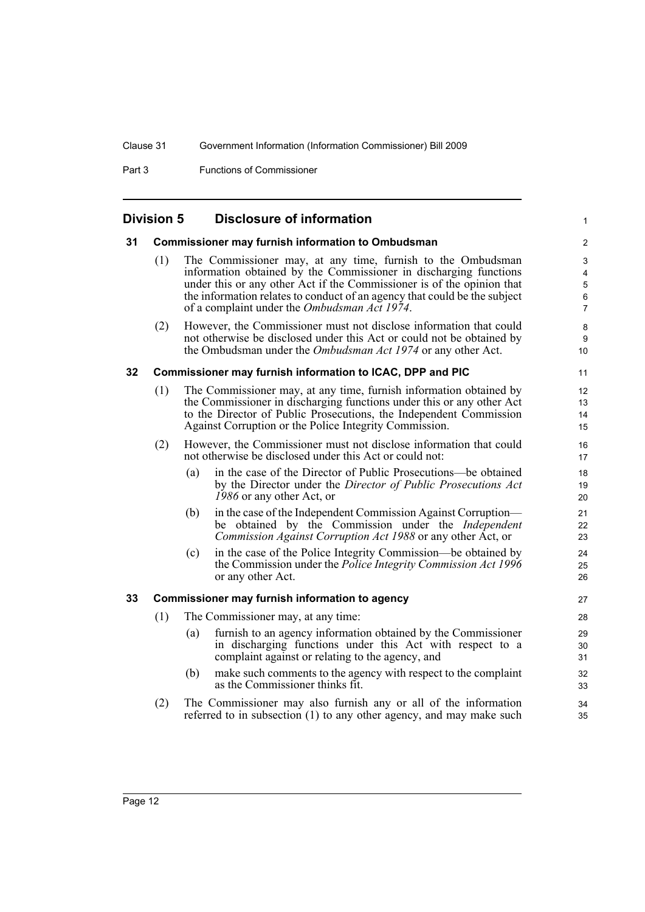## Division 5 Disclosure of information

### 31 Commissioner may furnish information to Ombudsman

(1) The Commissioner may, at any time, furnish to the Ombudsman information obtained by the Commissioner in discharging functions under this or any other Act if the Commissioner is of the opinion that the information relates to conduct of an agency that could be the subject of a complaint under the *Ombudsman Act 1974*.

(2) However, the Commissioner must not disclose information that could not otherwise be disclosed under this Act or could not be obtained by the Ombudsman under the *Ombudsman Act 1974* or any other Act.

### 32 Commissioner may furnish information to ICAC, DPP and PIC

(1) The Commissioner may, at any time, furnish information obtained by the Commissioner in discharging functions under this or any other Act to the Director of Public Prosecutions, the Independent Commission Against Corruption or the Police Integrity Commission.

(2) However, the Commissioner must not disclose information that could not otherwise be disclosed under this Act or could not:

(a) in the case of the Director of Public Prosecutions—be obtained by the Director under the *Director of Public Prosecutions Act 1986* or any other Act, or

(b) in the case of the Independent Commission Against Corruption—be obtained by the Commission under the *Independent Commission Against Corruption Act 1988* or any other Act, or

(c) in the case of the Police Integrity Commission—be obtained by the Commission under the *Police Integrity Commission Act 1996* or any other Act.

### 33 Commissioner may furnish information to agency

(1) The Commissioner may, at any time:

(a) furnish to an agency information obtained by the Commissioner in discharging functions under this Act with respect to a complaint against or relating to the agency, and

(b) make such comments to the agency with respect to the complaint as the Commissioner thinks fit.

(2) The Commissioner may also furnish any or all of the information referred to in subsection (1) to any other agency, and may make such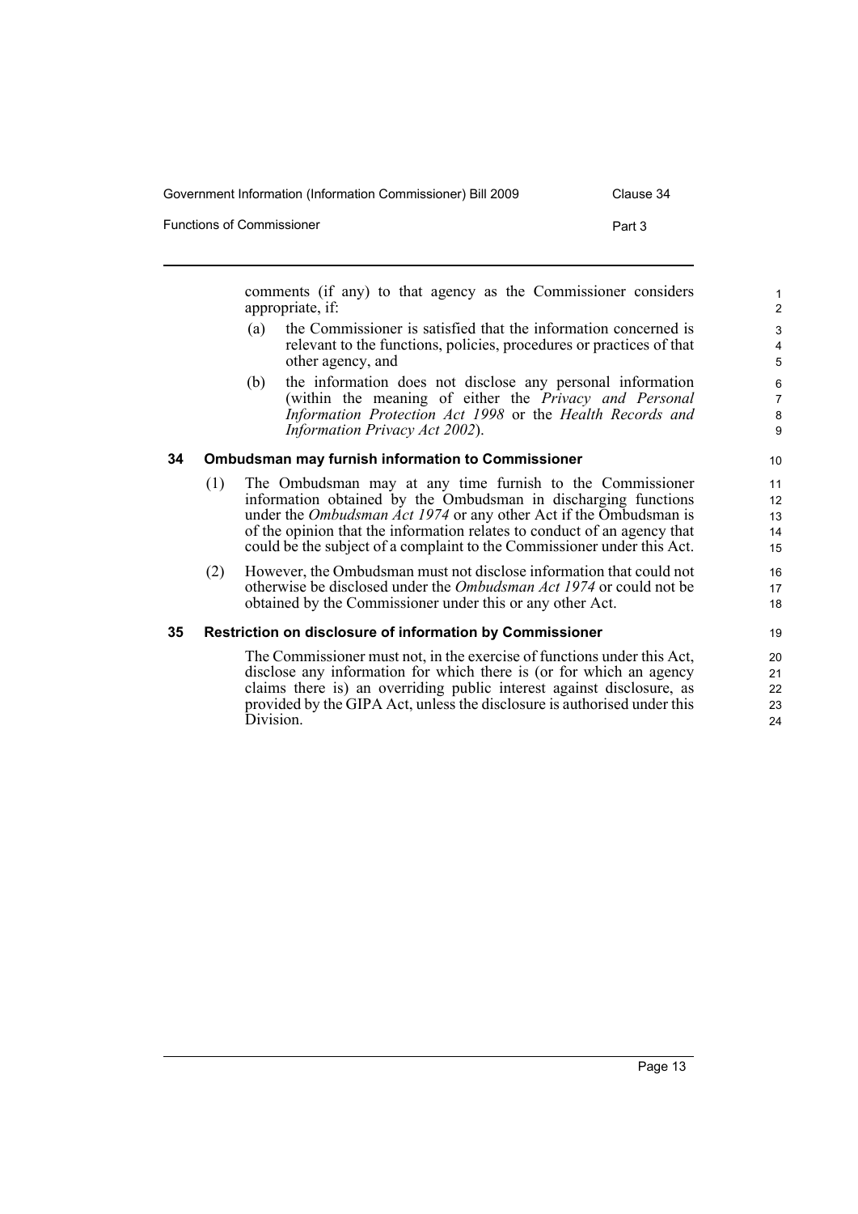comments (if any) to that agency as the Commissioner considers appropriate, if:

(a) the Commissioner is satisfied that the information concerned is relevant to the functions, policies, procedures or practices of that other agency, and

(b) the information does not disclose any personal information (within the meaning of either the *Privacy and Personal Information Protection Act 1998* or the *Health Records and Information Privacy Act 2002*).

### 34 Ombudsman may furnish information to Commissioner

(1) The Ombudsman may at any time furnish to the Commissioner information obtained by the Ombudsman in discharging functions under the *Ombudsman Act 1974* or any other Act if the Ombudsman is of the opinion that the information relates to conduct of an agency that could be the subject of a complaint to the Commissioner under this Act.

(2) However, the Ombudsman must not disclose information that could not otherwise be disclosed under the *Ombudsman Act 1974* or could not be obtained by the Commissioner under this or any other Act.

### 35 Restriction on disclosure of information by Commissioner

The Commissioner must not, in the exercise of functions under this Act, disclose any information for which there is (or for which an agency claims there is) an overriding public interest against disclosure, as provided by the GIPA Act, unless the disclosure is authorised under this Division.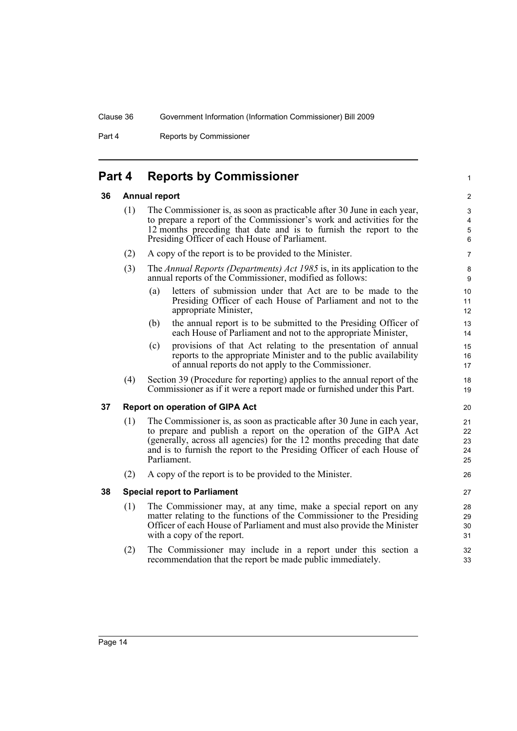# Part 4 Reports by Commissioner

## 36 Annual report

(1) The Commissioner is, as soon as practicable after 30 June in each year, to prepare a report of the Commissioner's work and activities for the 12 months preceding that date and is to furnish the report to the Presiding Officer of each House of Parliament.

(2) A copy of the report is to be provided to the Minister.

(3) The *Annual Reports (Departments) Act 1985* is, in its application to the annual reports of the Commissioner, modified as follows:

- (a) letters of submission under that Act are to be made to the Presiding Officer of each House of Parliament and not to the appropriate Minister,
- (b) the annual report is to be submitted to the Presiding Officer of each House of Parliament and not to the appropriate Minister,
- (c) provisions of that Act relating to the presentation of annual reports to the appropriate Minister and to the public availability of annual reports do not apply to the Commissioner.

(4) Section 39 (Procedure for reporting) applies to the annual report of the Commissioner as if it were a report made or furnished under this Part.

## 37 Report on operation of GIPA Act

(1) The Commissioner is, as soon as practicable after 30 June in each year, to prepare and publish a report on the operation of the GIPA Act (generally, across all agencies) for the 12 months preceding that date and is to furnish the report to the Presiding Officer of each House of Parliament.

(2) A copy of the report is to be provided to the Minister.

## 38 Special report to Parliament

(1) The Commissioner may, at any time, make a special report on any matter relating to the functions of the Commissioner to the Presiding Officer of each House of Parliament and must also provide the Minister with a copy of the report.

(2) The Commissioner may include in a report under this section a recommendation that the report be made public immediately.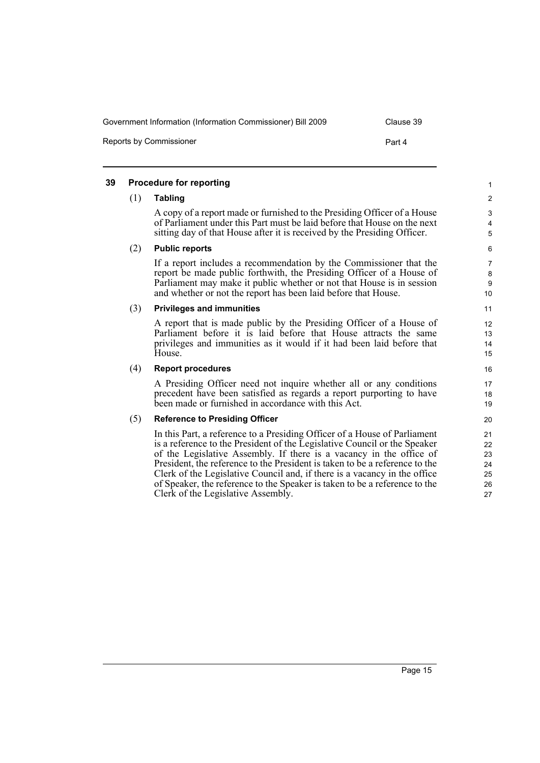## 39 Procedure for reporting

(1) **Tabling**

A copy of a report made or furnished to the Presiding Officer of a House of Parliament under this Part must be laid before that House on the next sitting day of that House after it is received by the Presiding Officer.

(2) **Public reports**

If a report includes a recommendation by the Commissioner that the report be made public forthwith, the Presiding Officer of a House of Parliament may make it public whether or not that House is in session and whether or not the report has been laid before that House.

(3) **Privileges and immunities**

A report that is made public by the Presiding Officer of a House of Parliament before it is laid before that House attracts the same privileges and immunities as it would if it had been laid before that House.

(4) **Report procedures**

A Presiding Officer need not inquire whether all or any conditions precedent have been satisfied as regards a report purporting to have been made or furnished in accordance with this Act.

(5) **Reference to Presiding Officer**

In this Part, a reference to a Presiding Officer of a House of Parliament is a reference to the President of the Legislative Council or the Speaker of the Legislative Assembly. If there is a vacancy in the office of President, the reference to the President is taken to be a reference to the Clerk of the Legislative Council and, if there is a vacancy in the office of Speaker, the reference to the Speaker is taken to be a reference to the Clerk of the Legislative Assembly.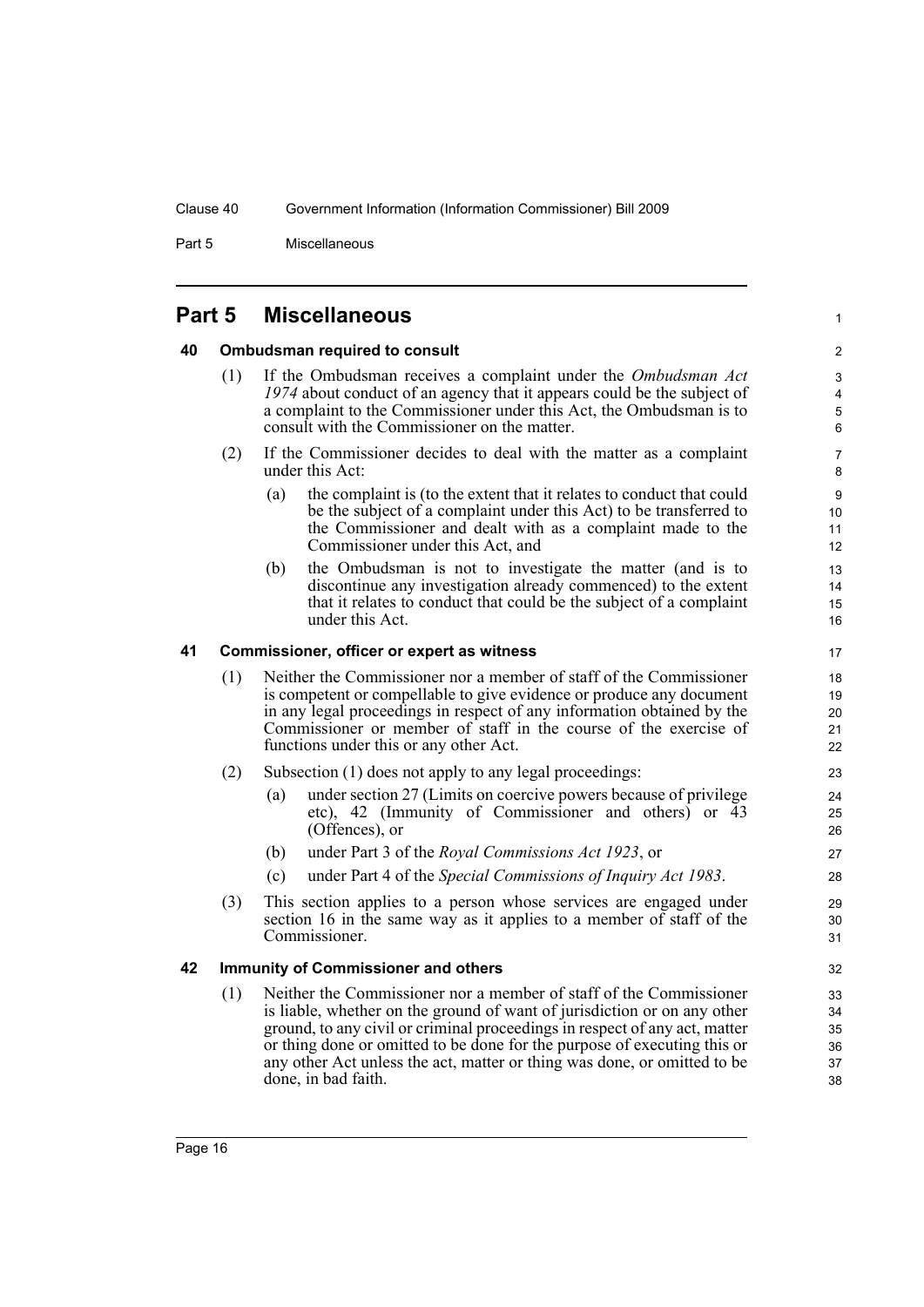# Part 5 Miscellaneous

## 40 Ombudsman required to consult

(1) If the Ombudsman receives a complaint under the *Ombudsman Act 1974* about conduct of an agency that it appears could be the subject of a complaint to the Commissioner under this Act, the Ombudsman is to consult with the Commissioner on the matter.

(2) If the Commissioner decides to deal with the matter as a complaint under this Act:

- (a) the complaint is (to the extent that it relates to conduct that could be the subject of a complaint under this Act) to be transferred to the Commissioner and dealt with as a complaint made to the Commissioner under this Act, and
- (b) the Ombudsman is not to investigate the matter (and is to discontinue any investigation already commenced) to the extent that it relates to conduct that could be the subject of a complaint under this Act.

## 41 Commissioner, officer or expert as witness

(1) Neither the Commissioner nor a member of staff of the Commissioner is competent or compellable to give evidence or produce any document in any legal proceedings in respect of any information obtained by the Commissioner or member of staff in the course of the exercise of functions under this or any other Act.

(2) Subsection (1) does not apply to any legal proceedings:

- (a) under section 27 (Limits on coercive powers because of privilege etc), 42 (Immunity of Commissioner and others) or 43 (Offences), or
- (b) under Part 3 of the *Royal Commissions Act 1923*, or
- (c) under Part 4 of the *Special Commissions of Inquiry Act 1983*.

(3) This section applies to a person whose services are engaged under section 16 in the same way as it applies to a member of staff of the Commissioner.

## 42 Immunity of Commissioner and others

(1) Neither the Commissioner nor a member of staff of the Commissioner is liable, whether on the ground of want of jurisdiction or on any other ground, to any civil or criminal proceedings in respect of any act, matter or thing done or omitted to be done for the purpose of executing this or any other Act unless the act, matter or thing was done, or omitted to be done, in bad faith.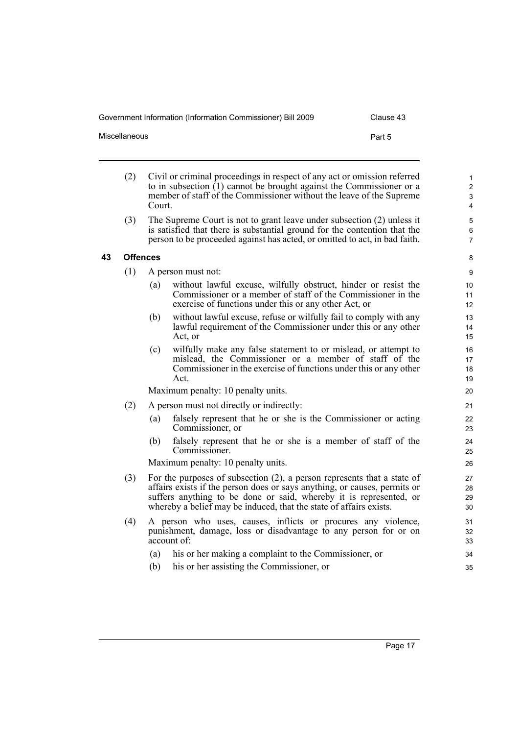(2) Civil or criminal proceedings in respect of any act or omission referred to in subsection (1) cannot be brought against the Commissioner or a member of staff of the Commissioner without the leave of the Supreme Court.

(3) The Supreme Court is not to grant leave under subsection (2) unless it is satisfied that there is substantial ground for the contention that the person to be proceeded against has acted, or omitted to act, in bad faith.

### 43 Offences

(1) A person must not:

- (a) without lawful excuse, wilfully obstruct, hinder or resist the Commissioner or a member of staff of the Commissioner in the exercise of functions under this or any other Act, or
- (b) without lawful excuse, refuse or wilfully fail to comply with any lawful requirement of the Commissioner under this or any other Act, or
- (c) wilfully make any false statement to or mislead, or attempt to mislead, the Commissioner or a member of staff of the Commissioner in the exercise of functions under this or any other Act.

Maximum penalty: 10 penalty units.

(2) A person must not directly or indirectly:

- (a) falsely represent that he or she is the Commissioner or acting Commissioner, or
- (b) falsely represent that he or she is a member of staff of the Commissioner.

Maximum penalty: 10 penalty units.

(3) For the purposes of subsection (2), a person represents that a state of affairs exists if the person does or says anything, or causes, permits or suffers anything to be done or said, whereby it is represented, or whereby a belief may be induced, that the state of affairs exists.

(4) A person who uses, causes, inflicts or procures any violence, punishment, damage, loss or disadvantage to any person for or on account of:

- (a) his or her making a complaint to the Commissioner, or
- (b) his or her assisting the Commissioner, or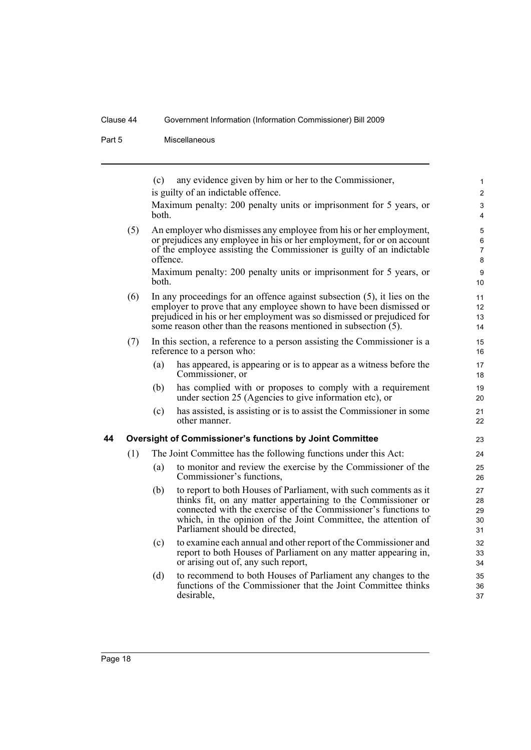(c) any evidence given by him or her to the Commissioner,

is guilty of an indictable offence.

Maximum penalty: 200 penalty units or imprisonment for 5 years, or both.

(5) An employer who dismisses any employee from his or her employment, or prejudices any employee in his or her employment, for or on account of the employee assisting the Commissioner is guilty of an indictable offence.

Maximum penalty: 200 penalty units or imprisonment for 5 years, or both.

(6) In any proceedings for an offence against subsection (5), it lies on the employer to prove that any employee shown to have been dismissed or prejudiced in his or her employment was so dismissed or prejudiced for some reason other than the reasons mentioned in subsection (5).

(7) In this section, a reference to a person assisting the Commissioner is a reference to a person who:

- (a) has appeared, is appearing or is to appear as a witness before the Commissioner, or
- (b) has complied with or proposes to comply with a requirement under section 25 (Agencies to give information etc), or
- (c) has assisted, is assisting or is to assist the Commissioner in some other manner.

## 44 Oversight of Commissioner's functions by Joint Committee

(1) The Joint Committee has the following functions under this Act:

- (a) to monitor and review the exercise by the Commissioner of the Commissioner's functions,
- (b) to report to both Houses of Parliament, with such comments as it thinks fit, on any matter appertaining to the Commissioner or connected with the exercise of the Commissioner's functions to which, in the opinion of the Joint Committee, the attention of Parliament should be directed,
- (c) to examine each annual and other report of the Commissioner and report to both Houses of Parliament on any matter appearing in, or arising out of, any such report,
- (d) to recommend to both Houses of Parliament any changes to the functions of the Commissioner that the Joint Committee thinks desirable,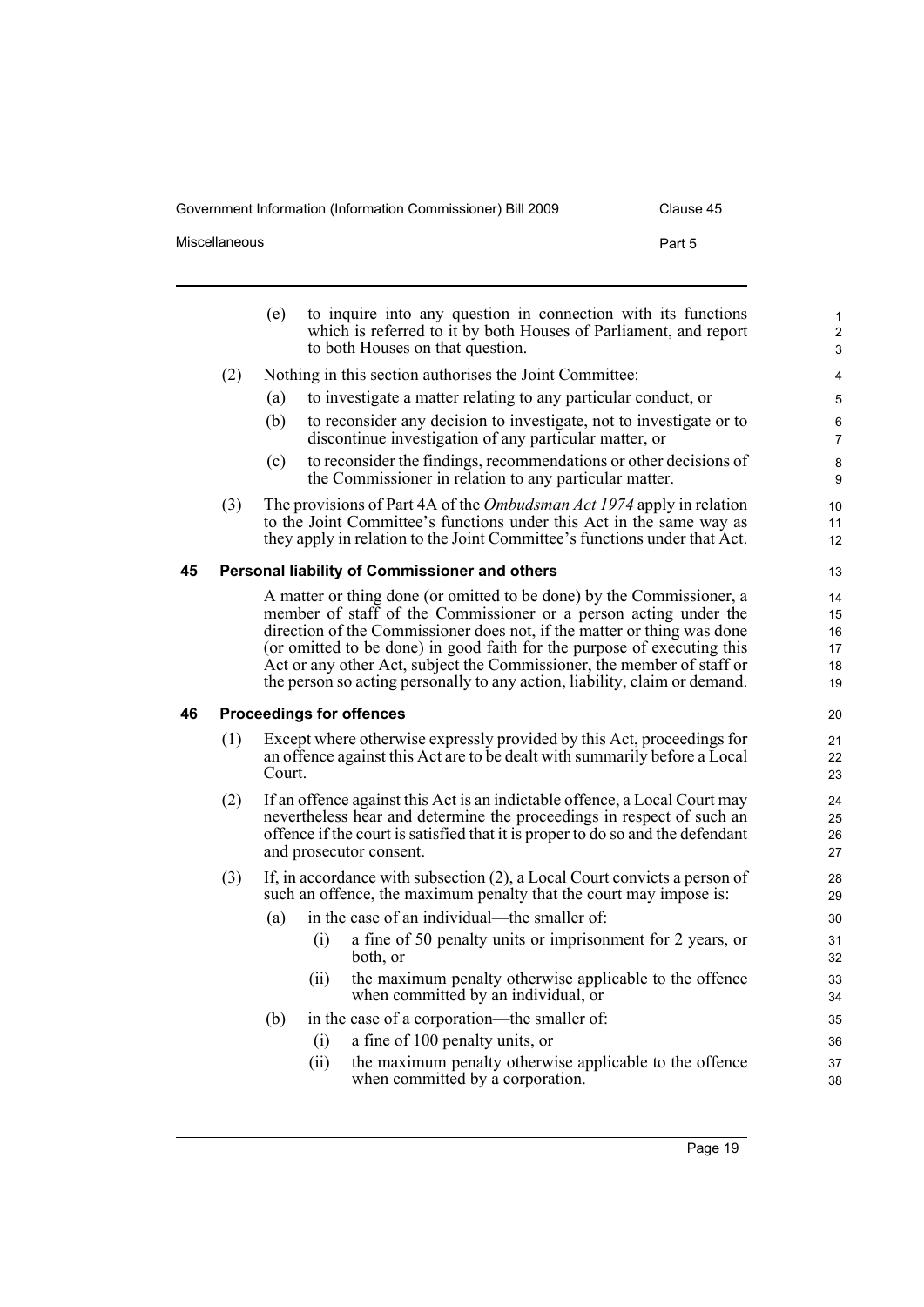(e) to inquire into any question in connection with its functions which is referred to it by both Houses of Parliament, and report to both Houses on that question.

(2) Nothing in this section authorises the Joint Committee:

(a) to investigate a matter relating to any particular conduct, or

(b) to reconsider any decision to investigate, not to investigate or to discontinue investigation of any particular matter, or

(c) to reconsider the findings, recommendations or other decisions of the Commissioner in relation to any particular matter.

(3) The provisions of Part 4A of the *Ombudsman Act 1974* apply in relation to the Joint Committee's functions under this Act in the same way as they apply in relation to the Joint Committee's functions under that Act.

## 45 Personal liability of Commissioner and others

A matter or thing done (or omitted to be done) by the Commissioner, a member of staff of the Commissioner or a person acting under the direction of the Commissioner does not, if the matter or thing was done (or omitted to be done) in good faith for the purpose of executing this Act or any other Act, subject the Commissioner, the member of staff or the person so acting personally to any action, liability, claim or demand.

## 46 Proceedings for offences

(1) Except where otherwise expressly provided by this Act, proceedings for an offence against this Act are to be dealt with summarily before a Local Court.

(2) If an offence against this Act is an indictable offence, a Local Court may nevertheless hear and determine the proceedings in respect of such an offence if the court is satisfied that it is proper to do so and the defendant and prosecutor consent.

(3) If, in accordance with subsection (2), a Local Court convicts a person of such an offence, the maximum penalty that the court may impose is:

(a) in the case of an individual—the smaller of:

(i) a fine of 50 penalty units or imprisonment for 2 years, or both, or

(ii) the maximum penalty otherwise applicable to the offence when committed by an individual, or

(b) in the case of a corporation—the smaller of:

(i) a fine of 100 penalty units, or

(ii) the maximum penalty otherwise applicable to the offence when committed by a corporation.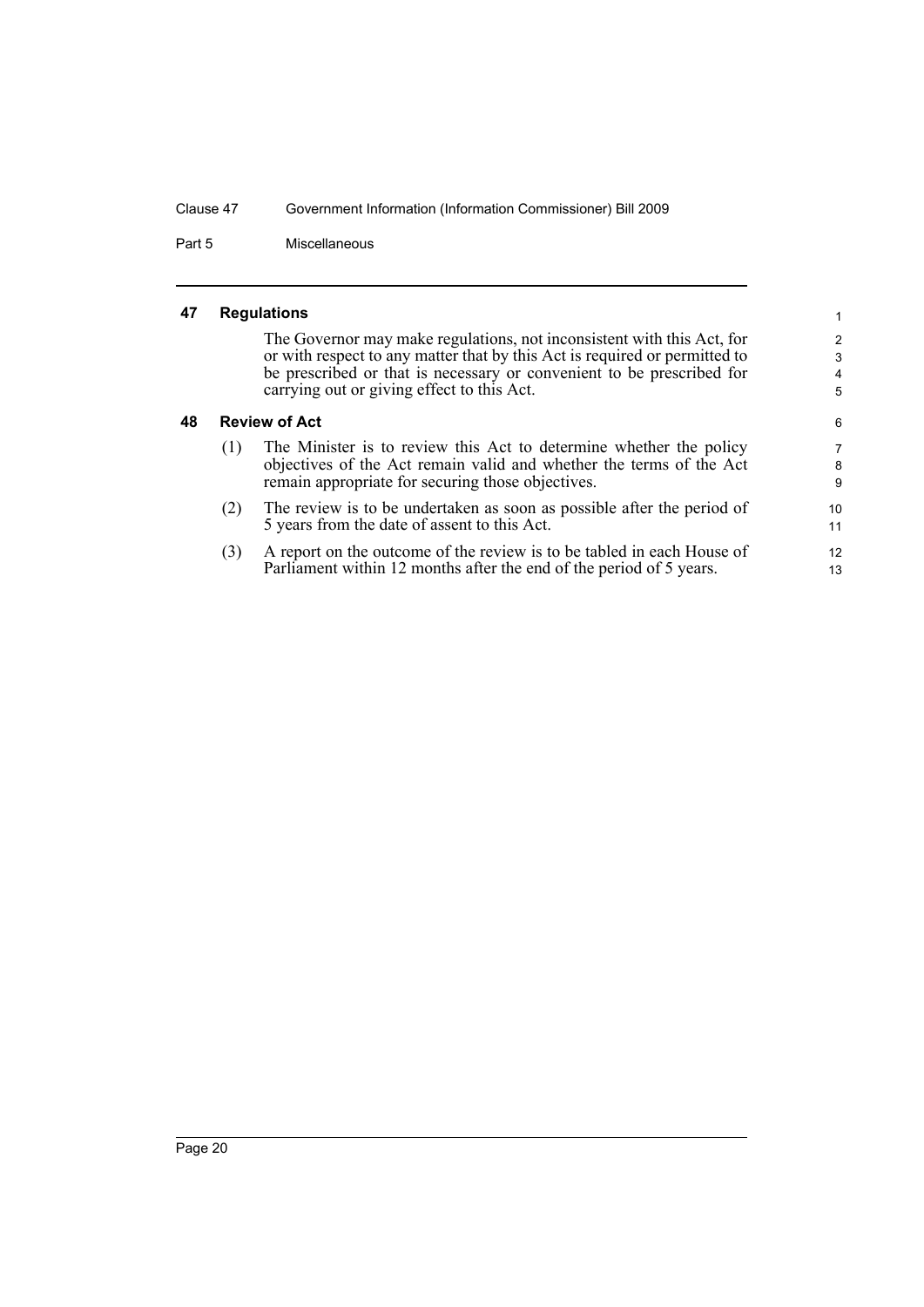### 47 Regulations

The Governor may make regulations, not inconsistent with this Act, for or with respect to any matter that by this Act is required or permitted to be prescribed or that is necessary or convenient to be prescribed for carrying out or giving effect to this Act.

### 48 Review of Act

(1) The Minister is to review this Act to determine whether the policy objectives of the Act remain valid and whether the terms of the Act remain appropriate for securing those objectives.

(2) The review is to be undertaken as soon as possible after the period of 5 years from the date of assent to this Act.

(3) A report on the outcome of the review is to be tabled in each House of Parliament within 12 months after the end of the period of 5 years.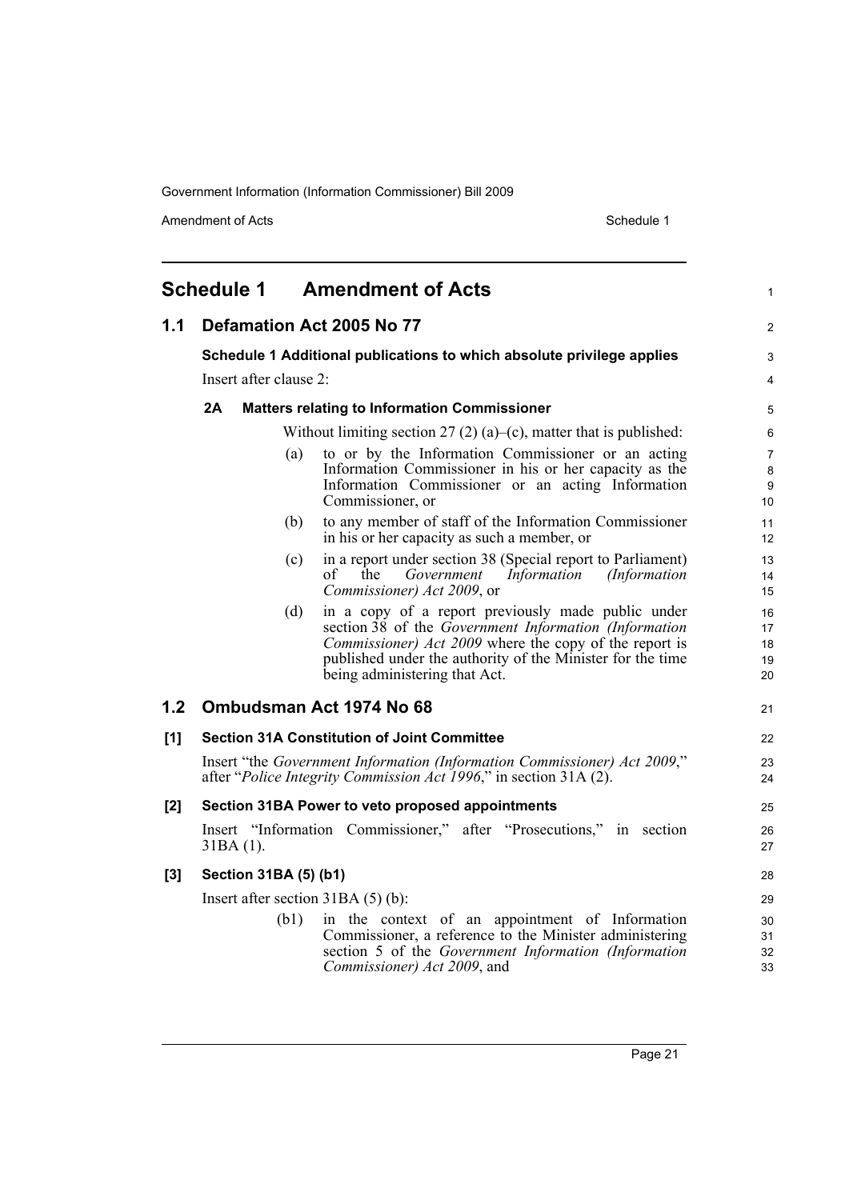# Schedule 1 Amendment of Acts

## 1.1 Defamation Act 2005 No 77

### Schedule 1 Additional publications to which absolute privilege applies

Insert after clause 2:

**2A Matters relating to Information Commissioner**

Without limiting section 27 (2) (a)–(c), matter that is published:

(a) to or by the Information Commissioner or an acting Information Commissioner in his or her capacity as the Information Commissioner or an acting Information Commissioner, or

(b) to any member of staff of the Information Commissioner in his or her capacity as such a member, or

(c) in a report under section 38 (Special report to Parliament) of the *Government Information (Information Commissioner) Act 2009*, or

(d) in a copy of a report previously made public under section 38 of the *Government Information (Information Commissioner) Act 2009* where the copy of the report is published under the authority of the Minister for the time being administering that Act.

## 1.2 Ombudsman Act 1974 No 68

### [1] Section 31A Constitution of Joint Committee

Insert "the *Government Information (Information Commissioner) Act 2009*," after "*Police Integrity Commission Act 1996*," in section 31A (2).

### [2] Section 31BA Power to veto proposed appointments

Insert "Information Commissioner," after "Prosecutions," in section 31BA (1).

### [3] Section 31BA (5) (b1)

Insert after section 31BA (5) (b):

(b1) in the context of an appointment of Information Commissioner, a reference to the Minister administering section 5 of the *Government Information (Information Commissioner) Act 2009*, and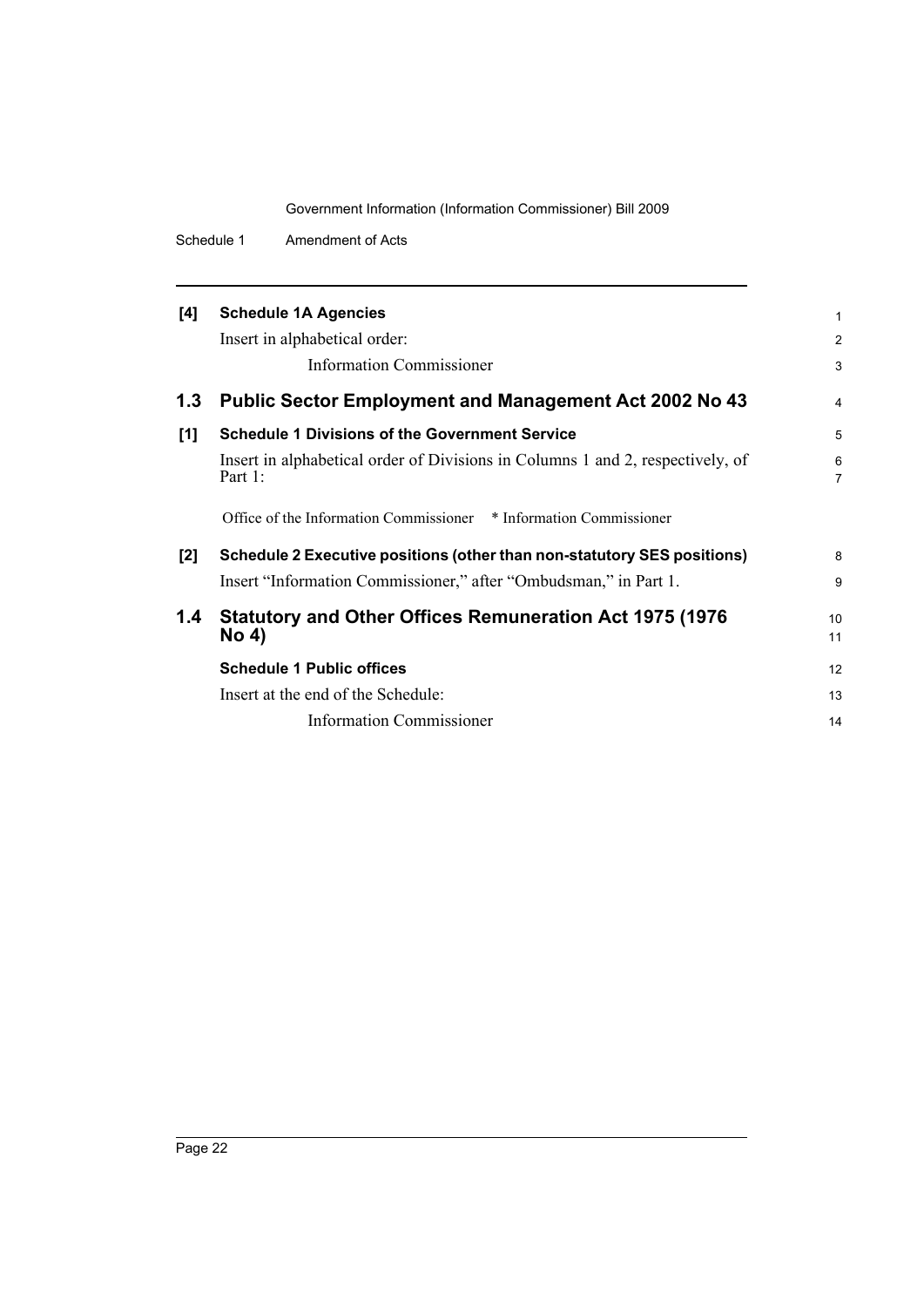**[4] Schedule 1A Agencies**

Insert in alphabetical order:

Information Commissioner

## 1.3 Public Sector Employment and Management Act 2002 No 43

**[1] Schedule 1 Divisions of the Government Service**

Insert in alphabetical order of Divisions in Columns 1 and 2, respectively, of Part 1:

| | |
|---|---|
| Office of the Information Commissioner | * Information Commissioner |

**[2] Schedule 2 Executive positions (other than non-statutory SES positions)**

Insert "Information Commissioner," after "Ombudsman," in Part 1.

## 1.4 Statutory and Other Offices Remuneration Act 1975 (1976 No 4)

**Schedule 1 Public offices**

Insert at the end of the Schedule:

Information Commissioner